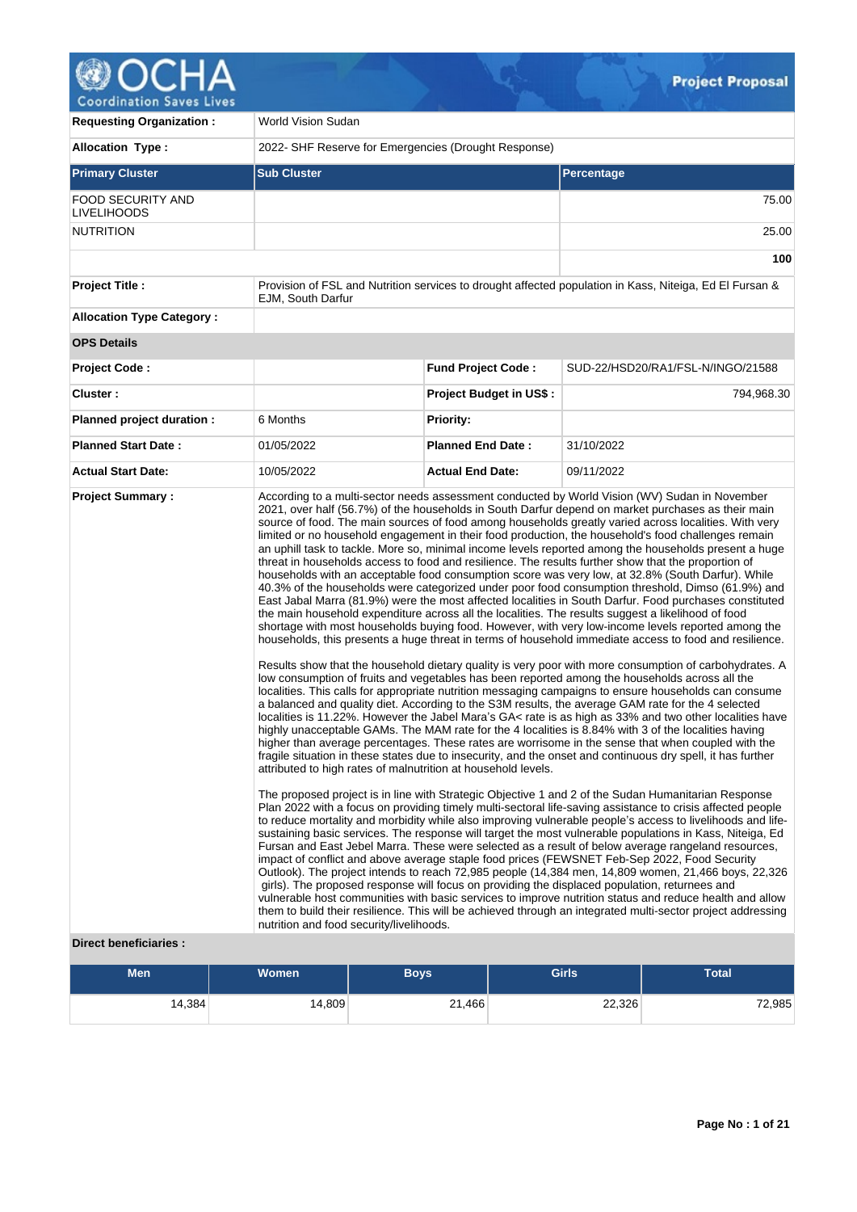# OCHA Coordination Saves Lives

**Project Proposal**

| | | | |
|---|---|---|---|
| **Requesting Organization :** | World Vision Sudan | | |
| **Allocation Type :** | 2022- SHF Reserve for Emergencies (Drought Response) | | |

| **Primary Cluster** | **Sub Cluster** | **Percentage** |
|---|---|---|
| FOOD SECURITY AND LIVELIHOODS | | 75.00 |
| NUTRITION | | 25.00 |
| | | **100** |

| | | | |
|---|---|---|---|
| **Project Title :** | Provision of FSL and Nutrition services to drought affected population in Kass, Niteiga, Ed El Fursan & EJM, South Darfur | | |
| **Allocation Type Category :** | | | |
| **OPS Details** | | | |
| **Project Code :** | | **Fund Project Code :** | SUD-22/HSD20/RA1/FSL-N/INGO/21588 |
| **Cluster :** | | **Project Budget in US$ :** | 794,968.30 |
| **Planned project duration :** | 6 Months | **Priority:** | |
| **Planned Start Date :** | 01/05/2022 | **Planned End Date :** | 31/10/2022 |
| **Actual Start Date:** | 10/05/2022 | **Actual End Date:** | 09/11/2022 |

**Project Summary :**

According to a multi-sector needs assessment conducted by World Vision (WV) Sudan in November 2021, over half (56.7%) of the households in South Darfur depend on market purchases as their main source of food. The main sources of food among households greatly varied across localities. With very limited or no household engagement in their food production, the household's food challenges remain an uphill task to tackle. More so, minimal income levels reported among the households present a huge threat in households access to food and resilience. The results further show that the proportion of households with an acceptable food consumption score was very low, at 32.8% (South Darfur). While 40.3% of the households were categorized under poor food consumption threshold, Dimso (61.9%) and East Jabal Marra (81.9%) were the most affected localities in South Darfur. Food purchases constituted the main household expenditure across all the localities. The results suggest a likelihood of food shortage with most households buying food. However, with very low-income levels reported among the households, this presents a huge threat in terms of household immediate access to food and resilience.

Results show that the household dietary quality is very poor with more consumption of carbohydrates. A low consumption of fruits and vegetables has been reported among the households across all the localities. This calls for appropriate nutrition messaging campaigns to ensure households can consume a balanced and quality diet. According to the S3M results, the average GAM rate for the 4 selected localities is 11.22%. However the Jabel Mara's GA< rate is as high as 33% and two other localities have highly unacceptable GAMs. The MAM rate for the 4 localities is 8.84% with 3 of the localities having higher than average percentages. These rates are worrisome in the sense that when coupled with the fragile situation in these states due to insecurity, and the onset and continuous dry spell, it has further attributed to high rates of malnutrition at household levels.

The proposed project is in line with Strategic Objective 1 and 2 of the Sudan Humanitarian Response Plan 2022 with a focus on providing timely multi-sectoral life-saving assistance to crisis affected people to reduce mortality and morbidity while also improving vulnerable people's access to livelihoods and life-sustaining basic services. The response will target the most vulnerable populations in Kass, Niteiga, Ed Fursan and East Jebel Marra. These were selected as a result of below average rangeland resources, impact of conflict and above average staple food prices (FEWSNET Feb-Sep 2022, Food Security Outlook). The project intends to reach 72,985 people (14,384 men, 14,809 women, 21,466 boys, 22,326 girls). The proposed response will focus on providing the displaced population, returnees and vulnerable host communities with basic services to improve nutrition status and reduce health and allow them to build their resilience. This will be achieved through an integrated multi-sector project addressing nutrition and food security/livelihoods.

**Direct beneficiaries :**

| Men | Women | Boys | Girls | Total |
|---|---|---|---|---|
| 14,384 | 14,809 | 21,466 | 22,326 | 72,985 |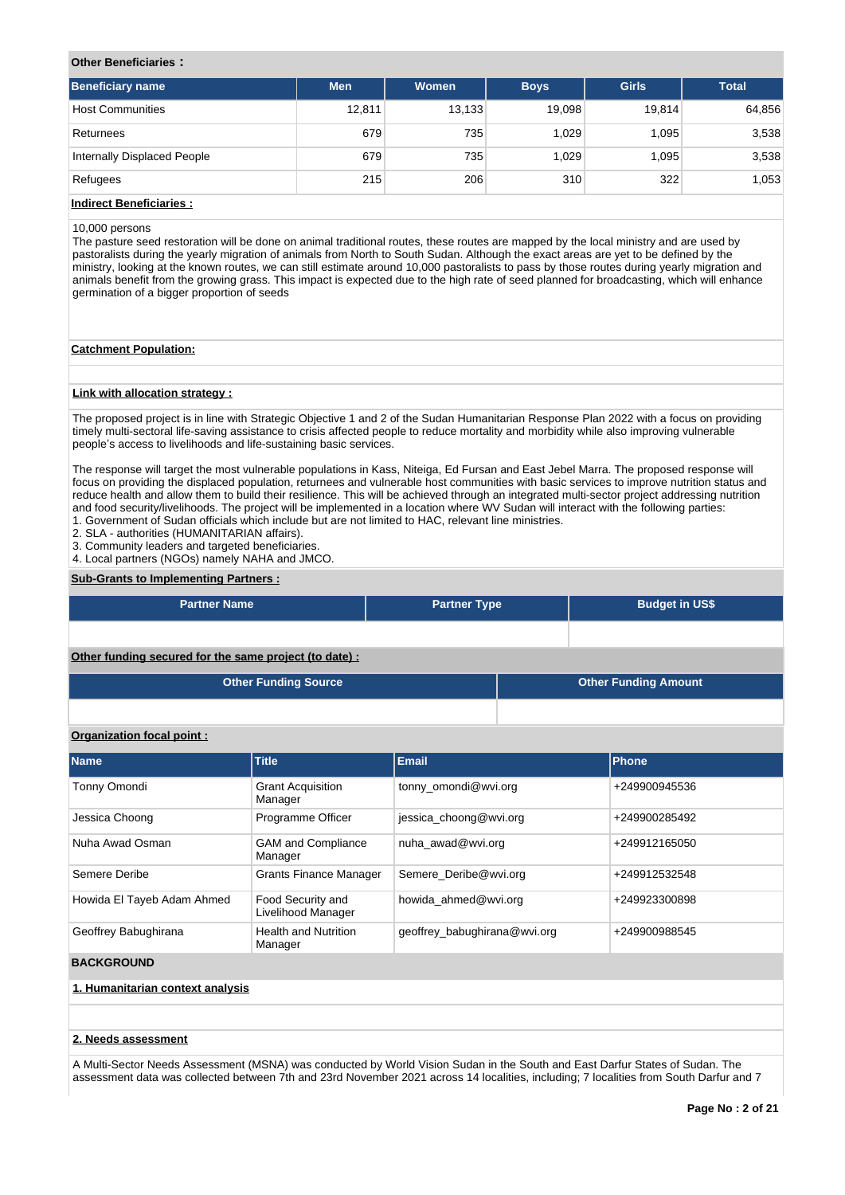**Other Beneficiaries :**

| Beneficiary name | Men | Women | Boys | Girls | Total |
|---|---|---|---|---|---|
| Host Communities | 12,811 | 13,133 | 19,098 | 19,814 | 64,856 |
| Returnees | 679 | 735 | 1,029 | 1,095 | 3,538 |
| Internally Displaced People | 679 | 735 | 1,029 | 1,095 | 3,538 |
| Refugees | 215 | 206 | 310 | 322 | 1,053 |

**Indirect Beneficiaries :**

10,000 persons
The pasture seed restoration will be done on animal traditional routes, these routes are mapped by the local ministry and are used by pastoralists during the yearly migration of animals from North to South Sudan. Although the exact areas are yet to be defined by the ministry, looking at the known routes, we can still estimate around 10,000 pastoralists to pass by those routes during yearly migration and animals benefit from the growing grass. This impact is expected due to the high rate of seed planned for broadcasting, which will enhance germination of a bigger proportion of seeds

**Catchment Population:**

**Link with allocation strategy :**

The proposed project is in line with Strategic Objective 1 and 2 of the Sudan Humanitarian Response Plan 2022 with a focus on providing timely multi-sectoral life-saving assistance to crisis affected people to reduce mortality and morbidity while also improving vulnerable people's access to livelihoods and life-sustaining basic services.

The response will target the most vulnerable populations in Kass, Niteiga, Ed Fursan and East Jebel Marra. The proposed response will focus on providing the displaced population, returnees and vulnerable host communities with basic services to improve nutrition status and reduce health and allow them to build their resilience. This will be achieved through an integrated multi-sector project addressing nutrition and food security/livelihoods. The project will be implemented in a location where WV Sudan will interact with the following parties:
1. Government of Sudan officials which include but are not limited to HAC, relevant line ministries.
2. SLA - authorities (HUMANITARIAN affairs).
3. Community leaders and targeted beneficiaries.
4. Local partners (NGOs) namely NAHA and JMCO.

**Sub-Grants to Implementing Partners :**

| Partner Name | Partner Type | Budget in US$ |
|---|---|---|
| | | |

**Other funding secured for the same project (to date) :**

| Other Funding Source | Other Funding Amount |
|---|---|
| | |

**Organization focal point :**

| Name | Title | Email | Phone |
|---|---|---|---|
| Tonny Omondi | Grant Acquisition Manager | tonny_omondi@wvi.org | +249900945536 |
| Jessica Choong | Programme Officer | jessica_choong@wvi.org | +249900285492 |
| Nuha Awad Osman | GAM and Compliance Manager | nuha_awad@wvi.org | +249912165050 |
| Semere Deribe | Grants Finance Manager | Semere_Deribe@wvi.org | +249912532548 |
| Howida El Tayeb Adam Ahmed | Food Security and Livelihood Manager | howida_ahmed@wvi.org | +249923300898 |
| Geoffrey Babughirana | Health and Nutrition Manager | geoffrey_babughirana@wvi.org | +249900988545 |

## BACKGROUND

**1. Humanitarian context analysis**

**2. Needs assessment**

A Multi-Sector Needs Assessment (MSNA) was conducted by World Vision Sudan in the South and East Darfur States of Sudan. The assessment data was collected between 7th and 23rd November 2021 across 14 localities, including; 7 localities from South Darfur and 7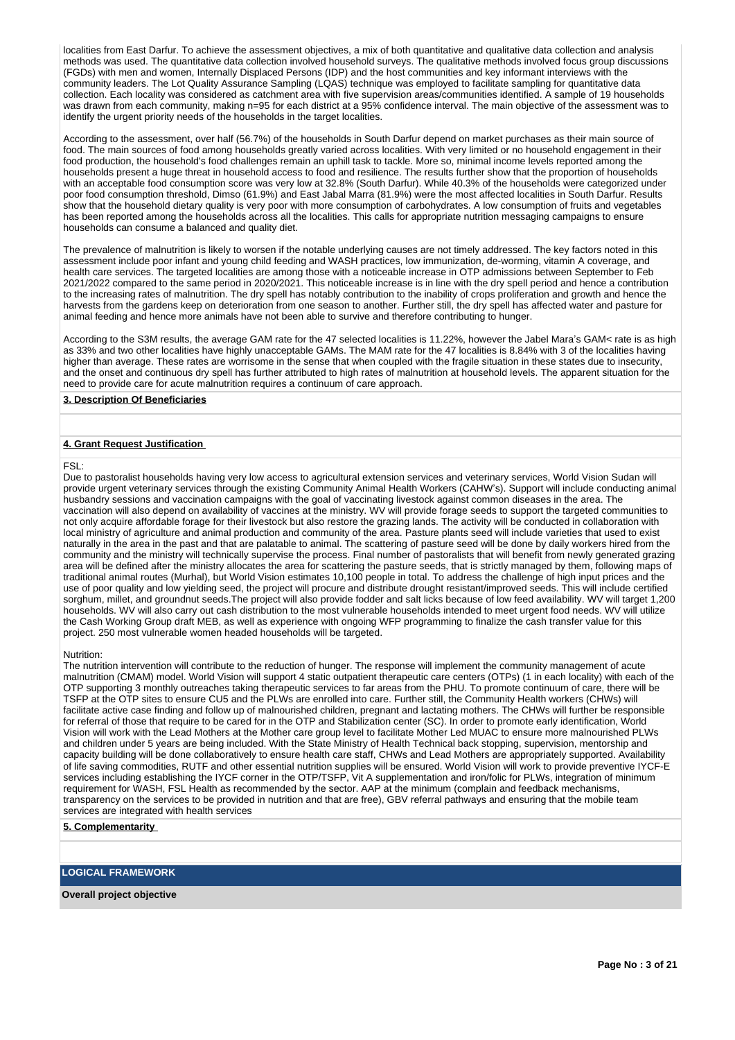localities from East Darfur. To achieve the assessment objectives, a mix of both quantitative and qualitative data collection and analysis methods was used. The quantitative data collection involved household surveys. The qualitative methods involved focus group discussions (FGDs) with men and women, Internally Displaced Persons (IDP) and the host communities and key informant interviews with the community leaders. The Lot Quality Assurance Sampling (LQAS) technique was employed to facilitate sampling for quantitative data collection. Each locality was considered as catchment area with five supervision areas/communities identified. A sample of 19 households was drawn from each community, making n=95 for each district at a 95% confidence interval. The main objective of the assessment was to identify the urgent priority needs of the households in the target localities.

According to the assessment, over half (56.7%) of the households in South Darfur depend on market purchases as their main source of food. The main sources of food among households greatly varied across localities. With very limited or no household engagement in their food production, the household's food challenges remain an uphill task to tackle. More so, minimal income levels reported among the households present a huge threat in household access to food and resilience. The results further show that the proportion of households with an acceptable food consumption score was very low at 32.8% (South Darfur). While 40.3% of the households were categorized under poor food consumption threshold, Dimso (61.9%) and East Jabal Marra (81.9%) were the most affected localities in South Darfur. Results show that the household dietary quality is very poor with more consumption of carbohydrates. A low consumption of fruits and vegetables has been reported among the households across all the localities. This calls for appropriate nutrition messaging campaigns to ensure households can consume a balanced and quality diet.

The prevalence of malnutrition is likely to worsen if the notable underlying causes are not timely addressed. The key factors noted in this assessment include poor infant and young child feeding and WASH practices, low immunization, de-worming, vitamin A coverage, and health care services. The targeted localities are among those with a noticeable increase in OTP admissions between September to Feb 2021/2022 compared to the same period in 2020/2021. This noticeable increase is in line with the dry spell period and hence a contribution to the increasing rates of malnutrition. The dry spell has notably contribution to the inability of crops proliferation and growth and hence the harvests from the gardens keep on deterioration from one season to another. Further still, the dry spell has affected water and pasture for animal feeding and hence more animals have not been able to survive and therefore contributing to hunger.

According to the S3M results, the average GAM rate for the 47 selected localities is 11.22%, however the Jabel Mara's GAM< rate is as high as 33% and two other localities have highly unacceptable GAMs. The MAM rate for the 47 localities is 8.84% with 3 of the localities having higher than average. These rates are worrisome in the sense that when coupled with the fragile situation in these states due to insecurity, and the onset and continuous dry spell has further attributed to high rates of malnutrition at household levels. The apparent situation for the need to provide care for acute malnutrition requires a continuum of care approach.

**3. Description Of Beneficiaries**

**4. Grant Request Justification**

FSL:
Due to pastoralist households having very low access to agricultural extension services and veterinary services, World Vision Sudan will provide urgent veterinary services through the existing Community Animal Health Workers (CAHW's). Support will include conducting animal husbandry sessions and vaccination campaigns with the goal of vaccinating livestock against common diseases in the area. The vaccination will also depend on availability of vaccines at the ministry. WV will provide forage seeds to support the targeted communities to not only acquire affordable forage for their livestock but also restore the grazing lands. The activity will be conducted in collaboration with local ministry of agriculture and animal production and community of the area. Pasture plants seed will include varieties that used to exist naturally in the area in the past and that are palatable to animal. The scattering of pasture seed will be done by daily workers hired from the community and the ministry will technically supervise the process. Final number of pastoralists that will benefit from newly generated grazing area will be defined after the ministry allocates the area for scattering the pasture seeds, that is strictly managed by them, following maps of traditional animal routes (Murhal), but World Vision estimates 10,100 people in total. To address the challenge of high input prices and the use of poor quality and low yielding seed, the project will procure and distribute drought resistant/improved seeds. This will include certified sorghum, millet, and groundnut seeds.The project will also provide fodder and salt licks because of low feed availability. WV will target 1,200 households. WV will also carry out cash distribution to the most vulnerable households intended to meet urgent food needs. WV will utilize the Cash Working Group draft MEB, as well as experience with ongoing WFP programming to finalize the cash transfer value for this project. 250 most vulnerable women headed households will be targeted.

Nutrition:
The nutrition intervention will contribute to the reduction of hunger. The response will implement the community management of acute malnutrition (CMAM) model. World Vision will support 4 static outpatient therapeutic care centers (OTPs) (1 in each locality) with each of the OTP supporting 3 monthly outreaches taking therapeutic services to far areas from the PHU. To promote continuum of care, there will be TSFP at the OTP sites to ensure CU5 and the PLWs are enrolled into care. Further still, the Community Health workers (CHWs) will facilitate active case finding and follow up of malnourished children, pregnant and lactating mothers. The CHWs will further be responsible for referral of those that require to be cared for in the OTP and Stabilization center (SC). In order to promote early identification, World Vision will work with the Lead Mothers at the Mother care group level to facilitate Mother Led MUAC to ensure more malnourished PLWs and children under 5 years are being included. With the State Ministry of Health Technical back stopping, supervision, mentorship and capacity building will be done collaboratively to ensure health care staff, CHWs and Lead Mothers are appropriately supported. Availability of life saving commodities, RUTF and other essential nutrition supplies will be ensured. World Vision will work to provide preventive IYCF-E services including establishing the IYCF corner in the OTP/TSFP, Vit A supplementation and iron/folic for PLWs, integration of minimum requirement for WASH, FSL Health as recommended by the sector. AAP at the minimum (complain and feedback mechanisms, transparency on the services to be provided in nutrition and that are free), GBV referral pathways and ensuring that the mobile team services are integrated with health services

**5. Complementarity**

## LOGICAL FRAMEWORK

**Overall project objective**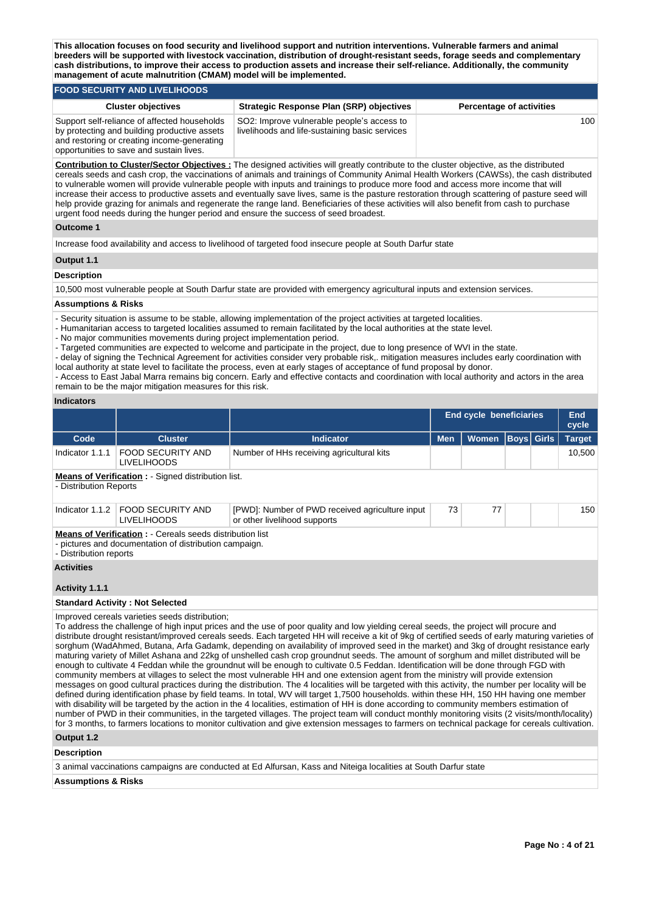**This allocation focuses on food security and livelihood support and nutrition interventions. Vulnerable farmers and animal breeders will be supported with livestock vaccination, distribution of drought-resistant seeds, forage seeds and complementary cash distributions, to improve their access to production assets and increase their self-reliance. Additionally, the community management of acute malnutrition (CMAM) model will be implemented.**

## FOOD SECURITY AND LIVELIHOODS

| Cluster objectives | Strategic Response Plan (SRP) objectives | Percentage of activities |
|---|---|---|
| Support self-reliance of affected households by protecting and building productive assets and restoring or creating income-generating opportunities to save and sustain lives. | SO2: Improve vulnerable people's access to livelihoods and life-sustaining basic services | 100 |

**Contribution to Cluster/Sector Objectives :** The designed activities will greatly contribute to the cluster objective, as the distributed cereals seeds and cash crop, the vaccinations of animals and trainings of Community Animal Health Workers (CAWSs), the cash distributed to vulnerable women will provide vulnerable people with inputs and trainings to produce more food and access more income that will increase their access to productive assets and eventually save lives, same is the pasture restoration through scattering of pasture seed will help provide grazing for animals and regenerate the range land. Beneficiaries of these activities will also benefit from cash to purchase urgent food needs during the hunger period and ensure the success of seed broadest.

### Outcome 1

Increase food availability and access to livelihood of targeted food insecure people at South Darfur state

### Output 1.1

#### Description

10,500 most vulnerable people at South Darfur state are provided with emergency agricultural inputs and extension services.

#### Assumptions & Risks

- Security situation is assume to be stable, allowing implementation of the project activities at targeted localities.
- Humanitarian access to targeted localities assumed to remain facilitated by the local authorities at the state level.
- No major communities movements during project implementation period.
- Targeted communities are expected to welcome and participate in the project, due to long presence of WVI in the state.
- delay of signing the Technical Agreement for activities consider very probable risk,. mitigation measures includes early coordination with local authority at state level to facilitate the process, even at early stages of acceptance of fund proposal by donor.
- Access to East Jabal Marra remains big concern. Early and effective contacts and coordination with local authority and actors in the area remain to be the major mitigation measures for this risk.

#### Indicators

| | | | End cycle beneficiaries | | | | End cycle |
|---|---|---|---|---|---|---|---|
| Code | Cluster | Indicator | Men | Women | Boys | Girls | Target |
| Indicator 1.1.1 | FOOD SECURITY AND LIVELIHOODS | Number of HHs receiving agricultural kits | | | | | 10,500 |
| Indicator 1.1.2 | FOOD SECURITY AND LIVELIHOODS | [PWD]: Number of PWD received agriculture input or other livelihood supports | 73 | 77 | | | 150 |

**Means of Verification (Indicator 1.1.1) :** - Signed distribution list.
- Distribution Reports

**Means of Verification (Indicator 1.1.2) :** - Cereals seeds distribution list
- pictures and documentation of distribution campaign.
- Distribution reports

#### Activities

**Activity 1.1.1**

**Standard Activity : Not Selected**

Improved cereals varieties seeds distribution;
To address the challenge of high input prices and the use of poor quality and low yielding cereal seeds, the project will procure and distribute drought resistant/improved cereals seeds. Each targeted HH will receive a kit of 9kg of certified seeds of early maturing varieties of sorghum (WadAhmed, Butana, Arfa Gadamk, depending on availability of improved seed in the market) and 3kg of drought resistance early maturing variety of Millet Ashana and 22kg of unshelled cash crop groundnut seeds. The amount of sorghum and millet distributed will be enough to cultivate 4 Feddan while the groundnut will be enough to cultivate 0.5 Feddan. Identification will be done through FGD with community members at villages to select the most vulnerable HH and one extension agent from the ministry will provide extension messages on good cultural practices during the distribution. The 4 localities will be targeted with this activity, the number per locality will be defined during identification phase by field teams. In total, WV will target 1,7500 households. within these HH, 150 HH having one member with disability will be targeted by the action in the 4 localities, estimation of HH is done according to community members estimation of number of PWD in their communities, in the targeted villages. The project team will conduct monthly monitoring visits (2 visits/month/locality) for 3 months, to farmers locations to monitor cultivation and give extension messages to farmers on technical package for cereals cultivation.

### Output 1.2

#### Description

3 animal vaccinations campaigns are conducted at Ed Alfursan, Kass and Niteiga localities at South Darfur state

#### Assumptions & Risks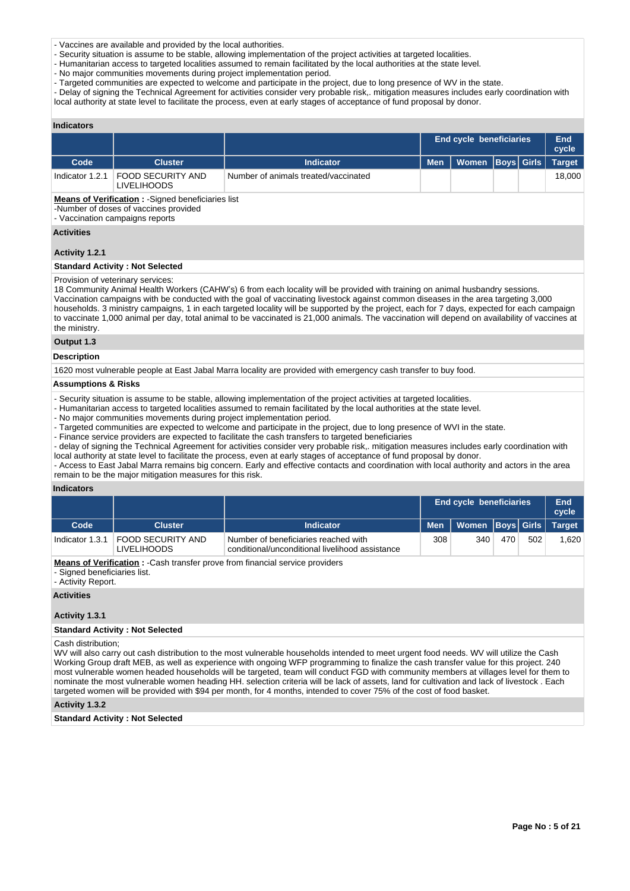- Vaccines are available and provided by the local authorities.
- Security situation is assume to be stable, allowing implementation of the project activities at targeted localities.
- Humanitarian access to targeted localities assumed to remain facilitated by the local authorities at the state level.
- No major communities movements during project implementation period.
- Targeted communities are expected to welcome and participate in the project, due to long presence of WV in the state.
- Delay of signing the Technical Agreement for activities consider very probable risk,. mitigation measures includes early coordination with local authority at state level to facilitate the process, even at early stages of acceptance of fund proposal by donor.

**Indicators**

| | | | End cycle beneficiaries | | | | End cycle |
|---|---|---|---|---|---|---|---|
| **Code** | **Cluster** | **Indicator** | **Men** | **Women** | **Boys** | **Girls** | **Target** |
| Indicator 1.2.1 | FOOD SECURITY AND LIVELIHOODS | Number of animals treated/vaccinated | | | | | 18,000 |

**Means of Verification :** -Signed beneficiaries list
-Number of doses of vaccines provided
- Vaccination campaigns reports

**Activities**

**Activity 1.2.1**

**Standard Activity : Not Selected**

Provision of veterinary services:
18 Community Animal Health Workers (CAHW's) 6 from each locality will be provided with training on animal husbandry sessions. Vaccination campaigns with be conducted with the goal of vaccinating livestock against common diseases in the area targeting 3,000 households. 3 ministry campaigns, 1 in each targeted locality will be supported by the project, each for 7 days, expected for each campaign to vaccinate 1,000 animal per day, total animal to be vaccinated is 21,000 animals. The vaccination will depend on availability of vaccines at the ministry.

**Output 1.3**

**Description**

1620 most vulnerable people at East Jabal Marra locality are provided with emergency cash transfer to buy food.

**Assumptions & Risks**

- Security situation is assume to be stable, allowing implementation of the project activities at targeted localities.
- Humanitarian access to targeted localities assumed to remain facilitated by the local authorities at the state level.
- No major communities movements during project implementation period.
- Targeted communities are expected to welcome and participate in the project, due to long presence of WVI in the state.
- Finance service providers are expected to facilitate the cash transfers to targeted beneficiaries
- delay of signing the Technical Agreement for activities consider very probable risk,. mitigation measures includes early coordination with local authority at state level to facilitate the process, even at early stages of acceptance of fund proposal by donor.
- Access to East Jabal Marra remains big concern. Early and effective contacts and coordination with local authority and actors in the area remain to be the major mitigation measures for this risk.

**Indicators**

| | | | End cycle beneficiaries | | | | End cycle |
|---|---|---|---|---|---|---|---|
| **Code** | **Cluster** | **Indicator** | **Men** | **Women** | **Boys** | **Girls** | **Target** |
| Indicator 1.3.1 | FOOD SECURITY AND LIVELIHOODS | Number of beneficiaries reached with conditional/unconditional livelihood assistance | 308 | 340 | 470 | 502 | 1,620 |

**Means of Verification :** -Cash transfer prove from financial service providers
- Signed beneficiaries list.
- Activity Report.

**Activities**

**Activity 1.3.1**

**Standard Activity : Not Selected**

Cash distribution;
WV will also carry out cash distribution to the most vulnerable households intended to meet urgent food needs. WV will utilize the Cash Working Group draft MEB, as well as experience with ongoing WFP programming to finalize the cash transfer value for this project. 240 most vulnerable women headed households will be targeted, team will conduct FGD with community members at villages level for them to nominate the most vulnerable women heading HH. selection criteria will be lack of assets, land for cultivation and lack of livestock . Each targeted women will be provided with $94 per month, for 4 months, intended to cover 75% of the cost of food basket.

**Activity 1.3.2**

**Standard Activity : Not Selected**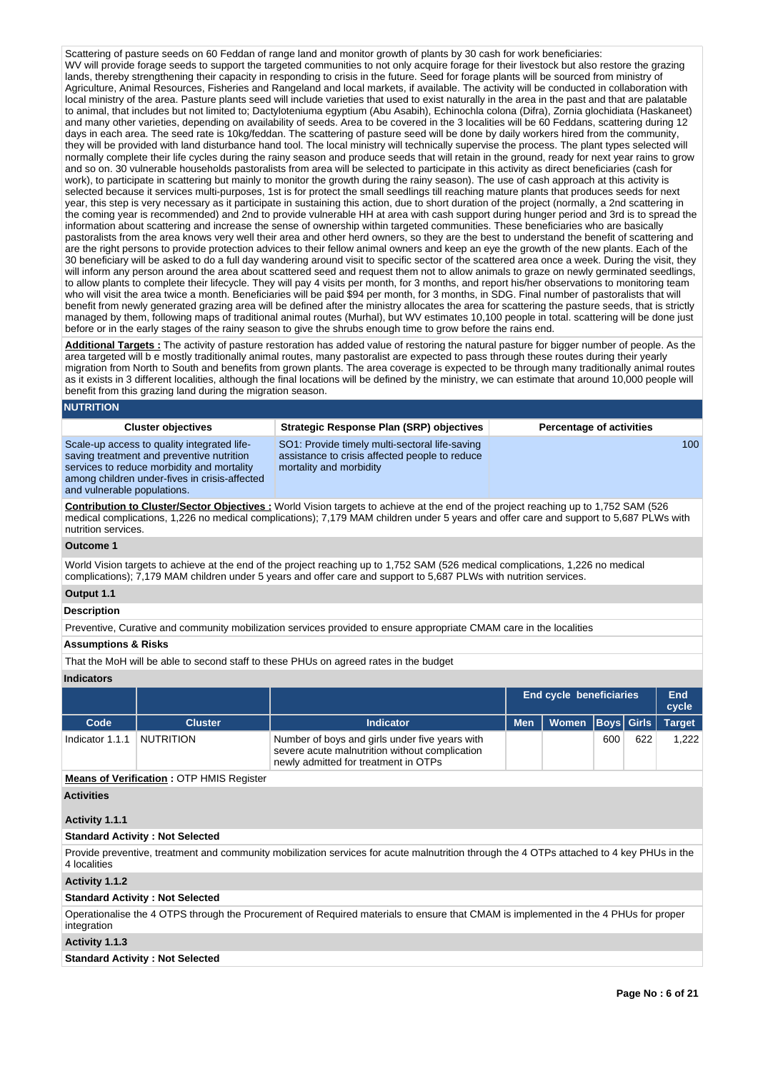Scattering of pasture seeds on 60 Feddan of range land and monitor growth of plants by 30 cash for work beneficiaries:
WV will provide forage seeds to support the targeted communities to not only acquire forage for their livestock but also restore the grazing lands, thereby strengthening their capacity in responding to crisis in the future. Seed for forage plants will be sourced from ministry of Agriculture, Animal Resources, Fisheries and Rangeland and local markets, if available. The activity will be conducted in collaboration with local ministry of the area. Pasture plants seed will include varieties that used to exist naturally in the area in the past and that are palatable to animal, that includes but not limited to; Dactyloteniuma egyptium (Abu Asabih), Echinochla colona (Difra), Zornia glochidiata (Haskaneet) and many other varieties, depending on availability of seeds. Area to be covered in the 3 localities will be 60 Feddans, scattering during 12 days in each area. The seed rate is 10kg/feddan. The scattering of pasture seed will be done by daily workers hired from the community, they will be provided with land disturbance hand tool. The local ministry will technically supervise the process. The plant types selected will normally complete their life cycles during the rainy season and produce seeds that will retain in the ground, ready for next year rains to grow and so on. 30 vulnerable households pastoralists from area will be selected to participate in this activity as direct beneficiaries (cash for work), to participate in scattering but mainly to monitor the growth during the rainy season). The use of cash approach at this activity is selected because it services multi-purposes, 1st is for protect the small seedlings till reaching mature plants that produces seeds for next year, this step is very necessary as it participate in sustaining this action, due to short duration of the project (normally, a 2nd scattering in the coming year is recommended) and 2nd to provide vulnerable HH at area with cash support during hunger period and 3rd is to spread the information about scattering and increase the sense of ownership within targeted communities. These beneficiaries who are basically pastoralists from the area knows very well their area and other herd owners, so they are the best to understand the benefit of scattering and are the right persons to provide protection advices to their fellow animal owners and keep an eye the growth of the new plants. Each of the 30 beneficiary will be asked to do a full day wandering around visit to specific sector of the scattered area once a week. During the visit, they will inform any person around the area about scattered seed and request them not to allow animals to graze on newly germinated seedlings, to allow plants to complete their lifecycle. They will pay 4 visits per month, for 3 months, and report his/her observations to monitoring team who will visit the area twice a month. Beneficiaries will be paid $94 per month, for 3 months, in SDG. Final number of pastoralists that will benefit from newly generated grazing area will be defined after the ministry allocates the area for scattering the pasture seeds, that is strictly managed by them, following maps of traditional animal routes (Murhal), but WV estimates 10,100 people in total. scattering will be done just before or in the early stages of the rainy season to give the shrubs enough time to grow before the rains end.

**Additional Targets :** The activity of pasture restoration has added value of restoring the natural pasture for bigger number of people. As the area targeted will b e mostly traditionally animal routes, many pastoralist are expected to pass through these routes during their yearly migration from North to South and benefits from grown plants. The area coverage is expected to be through many traditionally animal routes as it exists in 3 different localities, although the final locations will be defined by the ministry, we can estimate that around 10,000 people will benefit from this grazing land during the migration season.

## NUTRITION

| Cluster objectives | Strategic Response Plan (SRP) objectives | Percentage of activities |
|---|---|---|
| Scale-up access to quality integrated life-saving treatment and preventive nutrition services to reduce morbidity and mortality among children under-fives in crisis-affected and vulnerable populations. | SO1: Provide timely multi-sectoral life-saving assistance to crisis affected people to reduce mortality and morbidity | 100 |

**Contribution to Cluster/Sector Objectives :** World Vision targets to achieve at the end of the project reaching up to 1,752 SAM (526 medical complications, 1,226 no medical complications); 7,179 MAM children under 5 years and offer care and support to 5,687 PLWs with nutrition services.

### Outcome 1

World Vision targets to achieve at the end of the project reaching up to 1,752 SAM (526 medical complications, 1,226 no medical complications); 7,179 MAM children under 5 years and offer care and support to 5,687 PLWs with nutrition services.

### Output 1.1

**Description**

Preventive, Curative and community mobilization services provided to ensure appropriate CMAM care in the localities

**Assumptions & Risks**

That the MoH will be able to second staff to these PHUs on agreed rates in the budget

**Indicators**

| | | | End cycle beneficiaries | | | | End cycle |
|---|---|---|---|---|---|---|---|
| Code | Cluster | Indicator | Men | Women | Boys | Girls | Target |
| Indicator 1.1.1 | NUTRITION | Number of boys and girls under five years with severe acute malnutrition without complication newly admitted for treatment in OTPs | | | 600 | 622 | 1,222 |

**Means of Verification :** OTP HMIS Register

**Activities**

**Activity 1.1.1**

**Standard Activity : Not Selected**

Provide preventive, treatment and community mobilization services for acute malnutrition through the 4 OTPs attached to 4 key PHUs in the 4 localities

**Activity 1.1.2**

**Standard Activity : Not Selected**

Operationalise the 4 OTPS through the Procurement of Required materials to ensure that CMAM is implemented in the 4 PHUs for proper integration

**Activity 1.1.3**

**Standard Activity : Not Selected**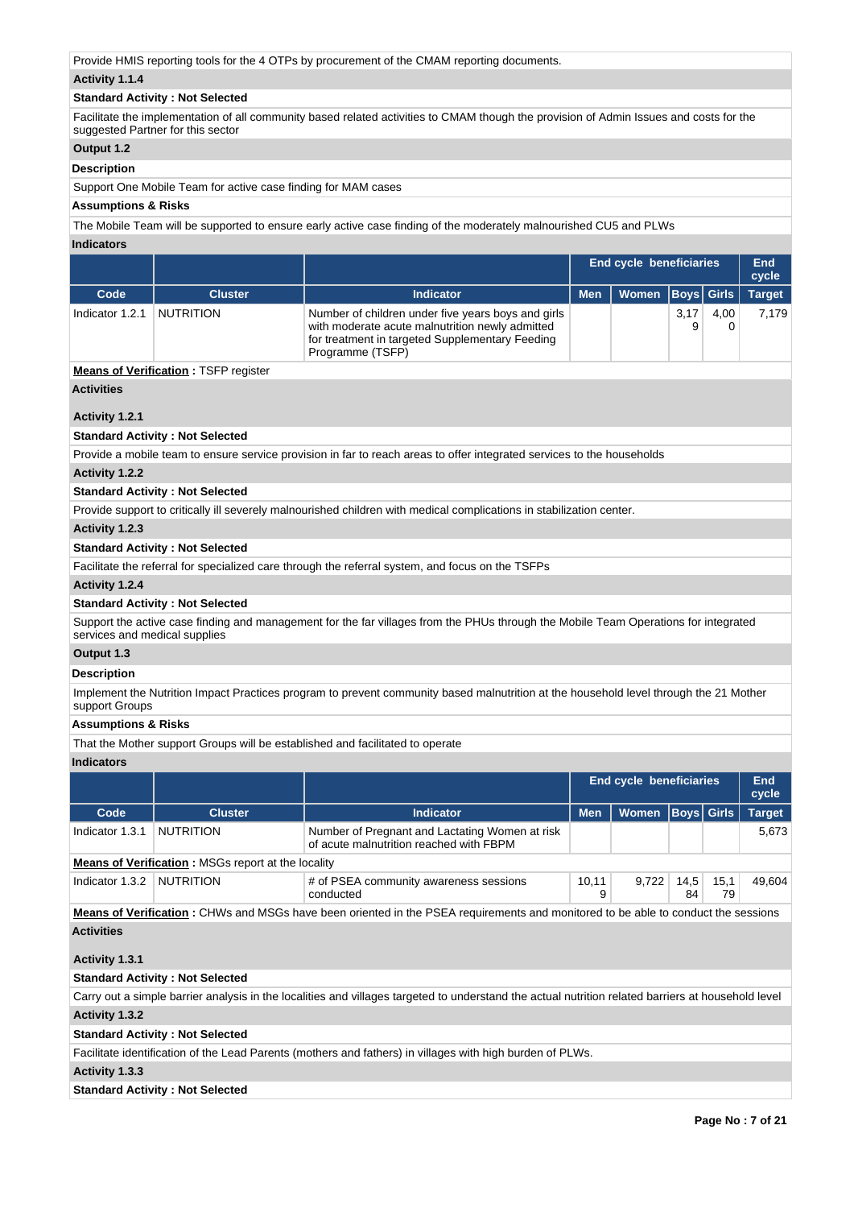Provide HMIS reporting tools for the 4 OTPs by procurement of the CMAM reporting documents.

**Activity 1.1.4**

**Standard Activity : Not Selected**

Facilitate the implementation of all community based related activities to CMAM though the provision of Admin Issues and costs for the suggested Partner for this sector

**Output 1.2**

**Description**

Support One Mobile Team for active case finding for MAM cases

**Assumptions & Risks**

The Mobile Team will be supported to ensure early active case finding of the moderately malnourished CU5 and PLWs

**Indicators**

| | | | End cycle beneficiaries | | | | End cycle |
|---|---|---|---|---|---|---|---|
| **Code** | **Cluster** | **Indicator** | **Men** | **Women** | **Boys** | **Girls** | **Target** |
| Indicator 1.2.1 | NUTRITION | Number of children under five years boys and girls with moderate acute malnutrition newly admitted for treatment in targeted Supplementary Feeding Programme (TSFP) | | | 3,179 | 4,000 | 7,179 |

**Means of Verification :** TSFP register

**Activities**

**Activity 1.2.1**

**Standard Activity : Not Selected**

Provide a mobile team to ensure service provision in far to reach areas to offer integrated services to the households

**Activity 1.2.2**

**Standard Activity : Not Selected**

Provide support to critically ill severely malnourished children with medical complications in stabilization center.

**Activity 1.2.3**

**Standard Activity : Not Selected**

Facilitate the referral for specialized care through the referral system, and focus on the TSFPs

**Activity 1.2.4**

**Standard Activity : Not Selected**

Support the active case finding and management for the far villages from the PHUs through the Mobile Team Operations for integrated services and medical supplies

**Output 1.3**

**Description**

Implement the Nutrition Impact Practices program to prevent community based malnutrition at the household level through the 21 Mother support Groups

**Assumptions & Risks**

That the Mother support Groups will be established and facilitated to operate

**Indicators**

| | | | End cycle beneficiaries | | | | End cycle |
|---|---|---|---|---|---|---|---|
| **Code** | **Cluster** | **Indicator** | **Men** | **Women** | **Boys** | **Girls** | **Target** |
| Indicator 1.3.1 | NUTRITION | Number of Pregnant and Lactating Women at risk of acute malnutrition reached with FBPM | | | | | 5,673 |
| **Means of Verification :** MSGs report at the locality | | | | | | | |
| Indicator 1.3.2 | NUTRITION | # of PSEA community awareness sessions conducted | 10,119 | 9,722 | 14,584 | 15,179 | 49,604 |
| **Means of Verification :** CHWs and MSGs have been oriented in the PSEA requirements and monitored to be able to conduct the sessions | | | | | | | |

**Activities**

**Activity 1.3.1**

**Standard Activity : Not Selected**

Carry out a simple barrier analysis in the localities and villages targeted to understand the actual nutrition related barriers at household level

**Activity 1.3.2**

**Standard Activity : Not Selected**

Facilitate identification of the Lead Parents (mothers and fathers) in villages with high burden of PLWs.

**Activity 1.3.3**

**Standard Activity : Not Selected**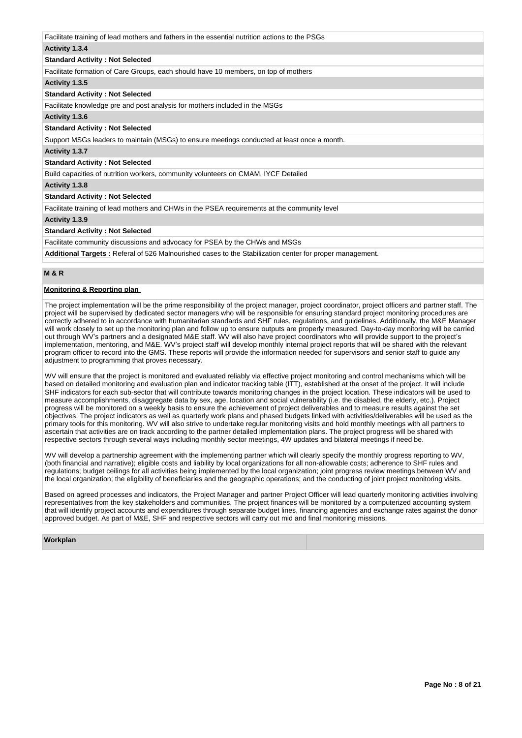Facilitate training of lead mothers and fathers in the essential nutrition actions to the PSGs

**Activity 1.3.4**

**Standard Activity : Not Selected**

Facilitate formation of Care Groups, each should have 10 members, on top of mothers

**Activity 1.3.5**

**Standard Activity : Not Selected**

Facilitate knowledge pre and post analysis for mothers included in the MSGs

**Activity 1.3.6**

**Standard Activity : Not Selected**

Support MSGs leaders to maintain (MSGs) to ensure meetings conducted at least once a month.

**Activity 1.3.7**

**Standard Activity : Not Selected**

Build capacities of nutrition workers, community volunteers on CMAM, IYCF Detailed

**Activity 1.3.8**

**Standard Activity : Not Selected**

Facilitate training of lead mothers and CHWs in the PSEA requirements at the community level

**Activity 1.3.9**

**Standard Activity : Not Selected**

Facilitate community discussions and advocacy for PSEA by the CHWs and MSGs

**Additional Targets :** Referal of 526 Malnourished cases to the Stabilization center for proper management.

## M & R

### Monitoring & Reporting plan

The project implementation will be the prime responsibility of the project manager, project coordinator, project officers and partner staff. The project will be supervised by dedicated sector managers who will be responsible for ensuring standard project monitoring procedures are correctly adhered to in accordance with humanitarian standards and SHF rules, regulations, and guidelines. Additionally, the M&E Manager will work closely to set up the monitoring plan and follow up to ensure outputs are properly measured. Day-to-day monitoring will be carried out through WV's partners and a designated M&E staff. WV will also have project coordinators who will provide support to the project's implementation, mentoring, and M&E. WV's project staff will develop monthly internal project reports that will be shared with the relevant program officer to record into the GMS. These reports will provide the information needed for supervisors and senior staff to guide any adjustment to programming that proves necessary.

WV will ensure that the project is monitored and evaluated reliably via effective project monitoring and control mechanisms which will be based on detailed monitoring and evaluation plan and indicator tracking table (ITT), established at the onset of the project. It will include SHF indicators for each sub-sector that will contribute towards monitoring changes in the project location. These indicators will be used to measure accomplishments, disaggregate data by sex, age, location and social vulnerability (i.e. the disabled, the elderly, etc.). Project progress will be monitored on a weekly basis to ensure the achievement of project deliverables and to measure results against the set objectives. The project indicators as well as quarterly work plans and phased budgets linked with activities/deliverables will be used as the primary tools for this monitoring. WV will also strive to undertake regular monitoring visits and hold monthly meetings with all partners to ascertain that activities are on track according to the partner detailed implementation plans. The project progress will be shared with respective sectors through several ways including monthly sector meetings, 4W updates and bilateral meetings if need be.

WV will develop a partnership agreement with the implementing partner which will clearly specify the monthly progress reporting to WV, (both financial and narrative); eligible costs and liability by local organizations for all non-allowable costs; adherence to SHF rules and regulations; budget ceilings for all activities being implemented by the local organization; joint progress review meetings between WV and the local organization; the eligibility of beneficiaries and the geographic operations; and the conducting of joint project monitoring visits.

Based on agreed processes and indicators, the Project Manager and partner Project Officer will lead quarterly monitoring activities involving representatives from the key stakeholders and communities. The project finances will be monitored by a computerized accounting system that will identify project accounts and expenditures through separate budget lines, financing agencies and exchange rates against the donor approved budget. As part of M&E, SHF and respective sectors will carry out mid and final monitoring missions.

**Workplan**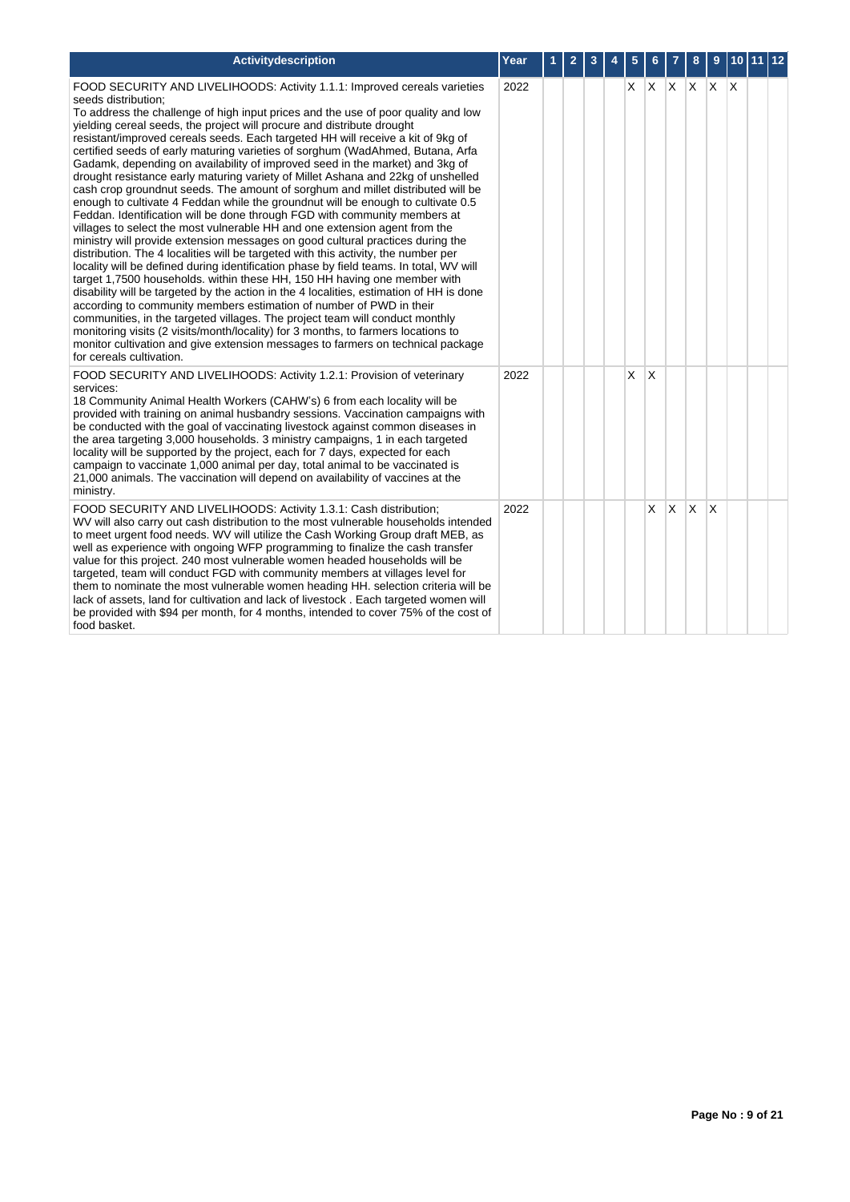| Activitydescription | Year | 1 | 2 | 3 | 4 | 5 | 6 | 7 | 8 | 9 | 10 | 11 | 12 |
|---|---|---|---|---|---|---|---|---|---|---|---|---|---|
| FOOD SECURITY AND LIVELIHOODS: Activity 1.1.1: Improved cereals varieties seeds distribution;<br>To address the challenge of high input prices and the use of poor quality and low yielding cereal seeds, the project will procure and distribute drought resistant/improved cereals seeds. Each targeted HH will receive a kit of 9kg of certified seeds of early maturing varieties of sorghum (WadAhmed, Butana, Arfa Gadamk, depending on availability of improved seed in the market) and 3kg of drought resistance early maturing variety of Millet Ashana and 22kg of unshelled cash crop groundnut seeds. The amount of sorghum and millet distributed will be enough to cultivate 4 Feddan while the groundnut will be enough to cultivate 0.5 Feddan. Identification will be done through FGD with community members at villages to select the most vulnerable HH and one extension agent from the ministry will provide extension messages on good cultural practices during the distribution. The 4 localities will be targeted with this activity, the number per locality will be defined during identification phase by field teams. In total, WV will target 1,7500 households. within these HH, 150 HH having one member with disability will be targeted by the action in the 4 localities, estimation of HH is done according to community members estimation of number of PWD in their communities, in the targeted villages. The project team will conduct monthly monitoring visits (2 visits/month/locality) for 3 months, to farmers locations to monitor cultivation and give extension messages to farmers on technical package for cereals cultivation. | 2022 | | | | | X | X | X | X | X | X | | |
| FOOD SECURITY AND LIVELIHOODS: Activity 1.2.1: Provision of veterinary services:<br>18 Community Animal Health Workers (CAHW's) 6 from each locality will be provided with training on animal husbandry sessions. Vaccination campaigns with be conducted with the goal of vaccinating livestock against common diseases in the area targeting 3,000 households. 3 ministry campaigns, 1 in each targeted locality will be supported by the project, each for 7 days, expected for each campaign to vaccinate 1,000 animal per day, total animal to be vaccinated is 21,000 animals. The vaccination will depend on availability of vaccines at the ministry. | 2022 | | | | | X | X | | | | | | |
| FOOD SECURITY AND LIVELIHOODS: Activity 1.3.1: Cash distribution;<br>WV will also carry out cash distribution to the most vulnerable households intended to meet urgent food needs. WV will utilize the Cash Working Group draft MEB, as well as experience with ongoing WFP programming to finalize the cash transfer value for this project. 240 most vulnerable women headed households will be targeted, team will conduct FGD with community members at villages level for them to nominate the most vulnerable women heading HH. selection criteria will be lack of assets, land for cultivation and lack of livestock . Each targeted women will be provided with $94 per month, for 4 months, intended to cover 75% of the cost of food basket. | 2022 | | | | | | X | X | X | X | | | |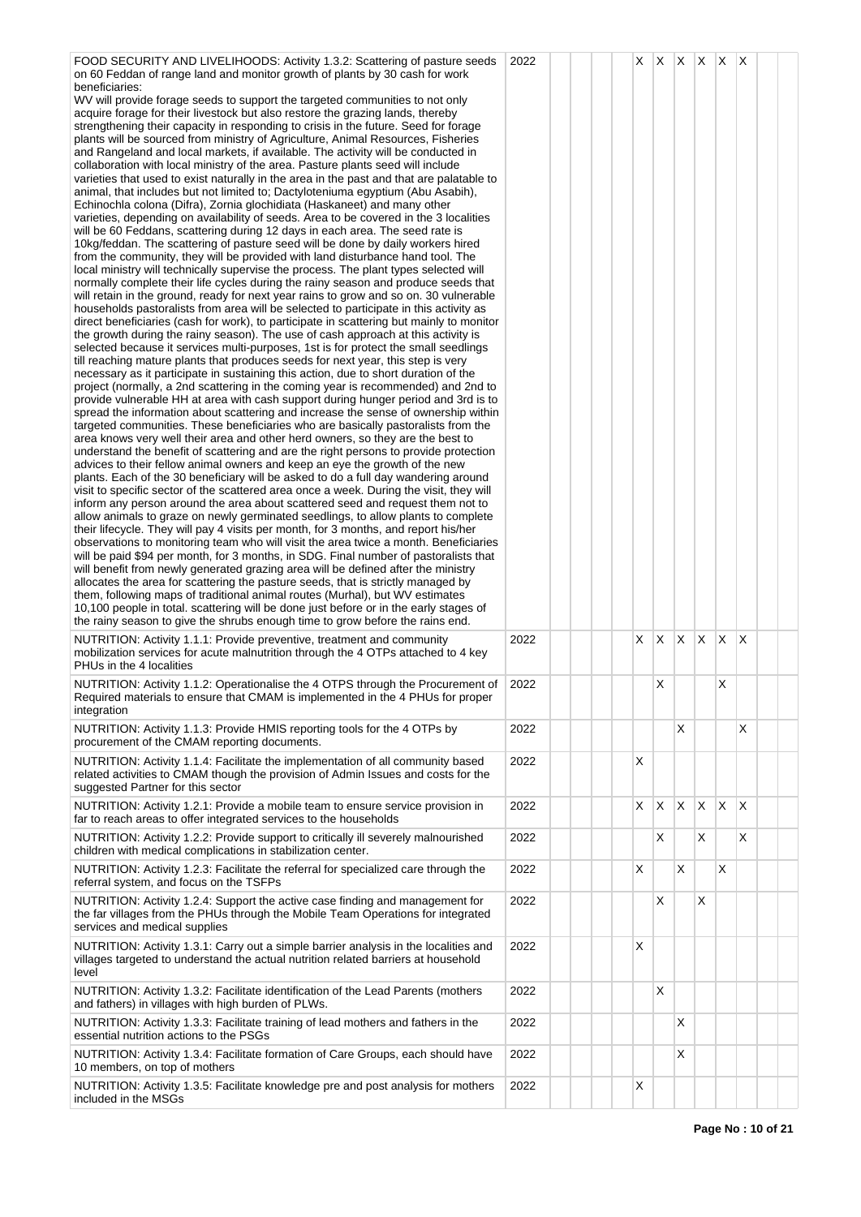| | | | | | | | | | | | | | |
|---|---|---|---|---|---|---|---|---|---|---|---|---|---|
| FOOD SECURITY AND LIVELIHOODS: Activity 1.3.2: Scattering of pasture seeds on 60 Feddan of range land and monitor growth of plants by 30 cash for work beneficiaries:<br>WV will provide forage seeds to support the targeted communities to not only acquire forage for their livestock but also restore the grazing lands, thereby strengthening their capacity in responding to crisis in the future. Seed for forage plants will be sourced from ministry of Agriculture, Animal Resources, Fisheries and Rangeland and local markets, if available. The activity will be conducted in collaboration with local ministry of the area. Pasture plants seed will include varieties that used to exist naturally in the area in the past and that are palatable to animal, that includes but not limited to; Dactyloteniuma egyptium (Abu Asabih), Echinochla colona (Difra), Zornia glochidiata (Haskaneet) and many other varieties, depending on availability of seeds. Area to be covered in the 3 localities will be 60 Feddans, scattering during 12 days in each area. The seed rate is 10kg/feddan. The scattering of pasture seed will be done by daily workers hired from the community, they will be provided with land disturbance hand tool. The local ministry will technically supervise the process. The plant types selected will normally complete their life cycles during the rainy season and produce seeds that will retain in the ground, ready for next year rains to grow and so on. 30 vulnerable households pastoralists from area will be selected to participate in this activity as direct beneficiaries (cash for work), to participate in scattering but mainly to monitor the growth during the rainy season). The use of cash approach at this activity is selected because it services multi-purposes, 1st is for protect the small seedlings till reaching mature plants that produces seeds for next year, this step is very necessary as it participate in sustaining this action, due to short duration of the project (normally, a 2nd scattering in the coming year is recommended) and 2nd to provide vulnerable HH at area with cash support during hunger period and 3rd is to spread the information about scattering and increase the sense of ownership within targeted communities. These beneficiaries who are basically pastoralists from the area knows very well their area and other herd owners, so they are the best to understand the benefit of scattering and are the right persons to provide protection advices to their fellow animal owners and keep an eye the growth of the new plants. Each of the 30 beneficiary will be asked to do a full day wandering around visit to specific sector of the scattered area once a week. During the visit, they will inform any person around the area about scattered seed and request them not to allow animals to graze on newly germinated seedlings, to allow plants to complete their lifecycle. They will pay 4 visits per month, for 3 months, and report his/her observations to monitoring team who will visit the area twice a month. Beneficiaries will be paid $94 per month, for 3 months, in SDG. Final number of pastoralists that will benefit from newly generated grazing area will be defined after the ministry allocates the area for scattering the pasture seeds, that is strictly managed by them, following maps of traditional animal routes (Murhal), but WV estimates 10,100 people in total. scattering will be done just before or in the early stages of the rainy season to give the shrubs enough time to grow before the rains end. | 2022 | | | | | X | X | X | X | X | X | | |
| NUTRITION: Activity 1.1.1: Provide preventive, treatment and community mobilization services for acute malnutrition through the 4 OTPs attached to 4 key PHUs in the 4 localities | 2022 | | | | | X | X | X | X | X | X | | |
| NUTRITION: Activity 1.1.2: Operationalise the 4 OTPS through the Procurement of Required materials to ensure that CMAM is implemented in the 4 PHUs for proper integration | 2022 | | | | | | X | | | X | | | |
| NUTRITION: Activity 1.1.3: Provide HMIS reporting tools for the 4 OTPs by procurement of the CMAM reporting documents. | 2022 | | | | | | | X | | | X | | |
| NUTRITION: Activity 1.1.4: Facilitate the implementation of all community based related activities to CMAM though the provision of Admin Issues and costs for the suggested Partner for this sector | 2022 | | | | | X | | | | | | | |
| NUTRITION: Activity 1.2.1: Provide a mobile team to ensure service provision in far to reach areas to offer integrated services to the households | 2022 | | | | | X | X | X | X | X | X | | |
| NUTRITION: Activity 1.2.2: Provide support to critically ill severely malnourished children with medical complications in stabilization center. | 2022 | | | | | | X | | X | | X | | |
| NUTRITION: Activity 1.2.3: Facilitate the referral for specialized care through the referral system, and focus on the TSFPs | 2022 | | | | | X | | X | | X | | | |
| NUTRITION: Activity 1.2.4: Support the active case finding and management for the far villages from the PHUs through the Mobile Team Operations for integrated services and medical supplies | 2022 | | | | | | X | | X | | | | |
| NUTRITION: Activity 1.3.1: Carry out a simple barrier analysis in the localities and villages targeted to understand the actual nutrition related barriers at household level | 2022 | | | | | X | | | | | | | |
| NUTRITION: Activity 1.3.2: Facilitate identification of the Lead Parents (mothers and fathers) in villages with high burden of PLWs. | 2022 | | | | | | X | | | | | | |
| NUTRITION: Activity 1.3.3: Facilitate training of lead mothers and fathers in the essential nutrition actions to the PSGs | 2022 | | | | | | | X | | | | | |
| NUTRITION: Activity 1.3.4: Facilitate formation of Care Groups, each should have 10 members, on top of mothers | 2022 | | | | | | | X | | | | | |
| NUTRITION: Activity 1.3.5: Facilitate knowledge pre and post analysis for mothers included in the MSGs | 2022 | | | | | X | | | | | | | |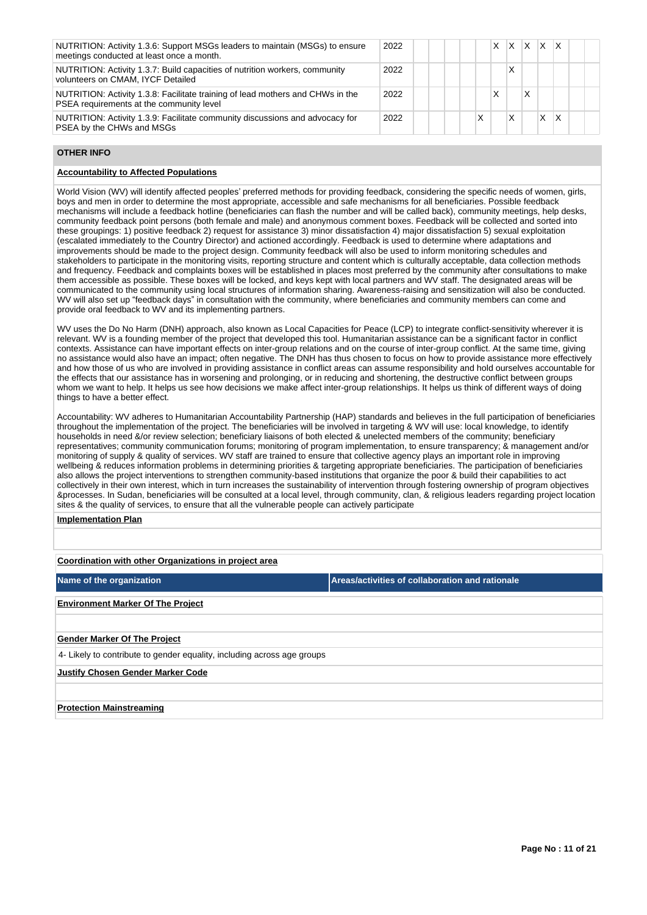| | | | | | | | | | | | | | |
|---|---|---|---|---|---|---|---|---|---|---|---|---|---|
| NUTRITION: Activity 1.3.6: Support MSGs leaders to maintain (MSGs) to ensure meetings conducted at least once a month. | 2022 | | | | | | X | X | X | X | X | | |
| NUTRITION: Activity 1.3.7: Build capacities of nutrition workers, community volunteers on CMAM, IYCF Detailed | 2022 | | | | | | | X | | | | | |
| NUTRITION: Activity 1.3.8: Facilitate training of lead mothers and CHWs in the PSEA requirements at the community level | 2022 | | | | | | X | | X | | | | |
| NUTRITION: Activity 1.3.9: Facilitate community discussions and advocacy for PSEA by the CHWs and MSGs | 2022 | | | | | X | | X | | X | X | | |

## OTHER INFO

**Accountability to Affected Populations**

World Vision (WV) will identify affected peoples' preferred methods for providing feedback, considering the specific needs of women, girls, boys and men in order to determine the most appropriate, accessible and safe mechanisms for all beneficiaries. Possible feedback mechanisms will include a feedback hotline (beneficiaries can flash the number and will be called back), community meetings, help desks, community feedback point persons (both female and male) and anonymous comment boxes. Feedback will be collected and sorted into these groupings: 1) positive feedback 2) request for assistance 3) minor dissatisfaction 4) major dissatisfaction 5) sexual exploitation (escalated immediately to the Country Director) and actioned accordingly. Feedback is used to determine where adaptations and improvements should be made to the project design. Community feedback will also be used to inform monitoring schedules and stakeholders to participate in the monitoring visits, reporting structure and content which is culturally acceptable, data collection methods and frequency. Feedback and complaints boxes will be established in places most preferred by the community after consultations to make them accessible as possible. These boxes will be locked, and keys kept with local partners and WV staff. The designated areas will be communicated to the community using local structures of information sharing. Awareness-raising and sensitization will also be conducted. WV will also set up "feedback days" in consultation with the community, where beneficiaries and community members can come and provide oral feedback to WV and its implementing partners.

WV uses the Do No Harm (DNH) approach, also known as Local Capacities for Peace (LCP) to integrate conflict-sensitivity wherever it is relevant. WV is a founding member of the project that developed this tool. Humanitarian assistance can be a significant factor in conflict contexts. Assistance can have important effects on inter-group relations and on the course of inter-group conflict. At the same time, giving no assistance would also have an impact; often negative. The DNH has thus chosen to focus on how to provide assistance more effectively and how those of us who are involved in providing assistance in conflict areas can assume responsibility and hold ourselves accountable for the effects that our assistance has in worsening and prolonging, or in reducing and shortening, the destructive conflict between groups whom we want to help. It helps us see how decisions we make affect inter-group relationships. It helps us think of different ways of doing things to have a better effect.

Accountability: WV adheres to Humanitarian Accountability Partnership (HAP) standards and believes in the full participation of beneficiaries throughout the implementation of the project. The beneficiaries will be involved in targeting & WV will use: local knowledge, to identify households in need &/or review selection; beneficiary liaisons of both elected & unelected members of the community; beneficiary representatives; community communication forums; monitoring of program implementation, to ensure transparency; & management and/or monitoring of supply & quality of services. WV staff are trained to ensure that collective agency plays an important role in improving wellbeing & reduces information problems in determining priorities & targeting appropriate beneficiaries. The participation of beneficiaries also allows the project interventions to strengthen community-based institutions that organize the poor & build their capabilities to act collectively in their own interest, which in turn increases the sustainability of intervention through fostering ownership of program objectives &processes. In Sudan, beneficiaries will be consulted at a local level, through community, clan, & religious leaders regarding project location sites & the quality of services, to ensure that all the vulnerable people can actively participate

**Implementation Plan**

**Coordination with other Organizations in project area**

| Name of the organization | Areas/activities of collaboration and rationale |
|---|---|

**Environment Marker Of The Project**

**Gender Marker Of The Project**

4- Likely to contribute to gender equality, including across age groups

**Justify Chosen Gender Marker Code**

**Protection Mainstreaming**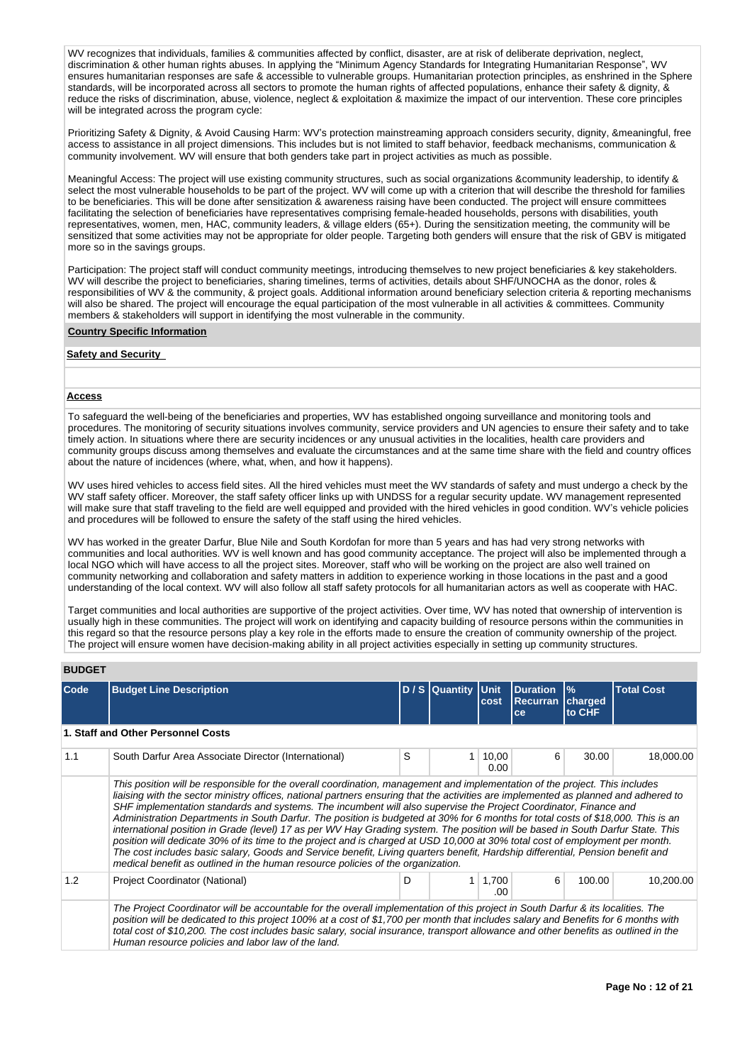WV recognizes that individuals, families & communities affected by conflict, disaster, are at risk of deliberate deprivation, neglect, discrimination & other human rights abuses. In applying the "Minimum Agency Standards for Integrating Humanitarian Response", WV ensures humanitarian responses are safe & accessible to vulnerable groups. Humanitarian protection principles, as enshrined in the Sphere standards, will be incorporated across all sectors to promote the human rights of affected populations, enhance their safety & dignity, & reduce the risks of discrimination, abuse, violence, neglect & exploitation & maximize the impact of our intervention. These core principles will be integrated across the program cycle:

Prioritizing Safety & Dignity, & Avoid Causing Harm: WV's protection mainstreaming approach considers security, dignity, &meaningful, free access to assistance in all project dimensions. This includes but is not limited to staff behavior, feedback mechanisms, communication & community involvement. WV will ensure that both genders take part in project activities as much as possible.

Meaningful Access: The project will use existing community structures, such as social organizations &community leadership, to identify & select the most vulnerable households to be part of the project. WV will come up with a criterion that will describe the threshold for families to be beneficiaries. This will be done after sensitization & awareness raising have been conducted. The project will ensure committees facilitating the selection of beneficiaries have representatives comprising female-headed households, persons with disabilities, youth representatives, women, men, HAC, community leaders, & village elders (65+). During the sensitization meeting, the community will be sensitized that some activities may not be appropriate for older people. Targeting both genders will ensure that the risk of GBV is mitigated more so in the savings groups.

Participation: The project staff will conduct community meetings, introducing themselves to new project beneficiaries & key stakeholders. WV will describe the project to beneficiaries, sharing timelines, terms of activities, details about SHF/UNOCHA as the donor, roles & responsibilities of WV & the community, & project goals. Additional information around beneficiary selection criteria & reporting mechanisms will also be shared. The project will encourage the equal participation of the most vulnerable in all activities & committees. Community members & stakeholders will support in identifying the most vulnerable in the community.

**Country Specific Information**

**Safety and Security**

**Access**

To safeguard the well-being of the beneficiaries and properties, WV has established ongoing surveillance and monitoring tools and procedures. The monitoring of security situations involves community, service providers and UN agencies to ensure their safety and to take timely action. In situations where there are security incidences or any unusual activities in the localities, health care providers and community groups discuss among themselves and evaluate the circumstances and at the same time share with the field and country offices about the nature of incidences (where, what, when, and how it happens).

WV uses hired vehicles to access field sites. All the hired vehicles must meet the WV standards of safety and must undergo a check by the WV staff safety officer. Moreover, the staff safety officer links up with UNDSS for a regular security update. WV management represented will make sure that staff traveling to the field are well equipped and provided with the hired vehicles in good condition. WV's vehicle policies and procedures will be followed to ensure the safety of the staff using the hired vehicles.

WV has worked in the greater Darfur, Blue Nile and South Kordofan for more than 5 years and has had very strong networks with communities and local authorities. WV is well known and has good community acceptance. The project will also be implemented through a local NGO which will have access to all the project sites. Moreover, staff who will be working on the project are also well trained on community networking and collaboration and safety matters in addition to experience working in those locations in the past and a good understanding of the local context. WV will also follow all staff safety protocols for all humanitarian actors as well as cooperate with HAC.

Target communities and local authorities are supportive of the project activities. Over time, WV has noted that ownership of intervention is usually high in these communities. The project will work on identifying and capacity building of resource persons within the communities in this regard so that the resource persons play a key role in the efforts made to ensure the creation of community ownership of the project. The project will ensure women have decision-making ability in all project activities especially in setting up community structures.

**BUDGET**

| Code | Budget Line Description | D / S | Quantity | Unit cost | Duration Recurrance | % charged to CHF | Total Cost |
|---|---|---|---|---|---|---|---|
| **1. Staff and Other Personnel Costs** | | | | | | | |
| 1.1 | South Darfur Area Associate Director (International) | S | 1 | 10,000.00 | 6 | 30.00 | 18,000.00 |
| | *This position will be responsible for the overall coordination, management and implementation of the project. This includes liaising with the sector ministry offices, national partners ensuring that the activities are implemented as planned and adhered to SHF implementation standards and systems. The incumbent will also supervise the Project Coordinator, Finance and Administration Departments in South Darfur. The position is budgeted at 30% for 6 months for total costs of $18,000. This is an international position in Grade (level) 17 as per WV Hay Grading system. The position will be based in South Darfur State. This position will dedicate 30% of its time to the project and is charged at USD 10,000 at 30% total cost of employment per month. The cost includes basic salary, Goods and Service benefit, Living quarters benefit, Hardship differential, Pension benefit and medical benefit as outlined in the human resource policies of the organization.* | | | | | | |
| 1.2 | Project Coordinator (National) | D | 1 | 1,700.00 | 6 | 100.00 | 10,200.00 |
| | *The Project Coordinator will be accountable for the overall implementation of this project in South Darfur & its localities. The position will be dedicated to this project 100% at a cost of $1,700 per month that includes salary and Benefits for 6 months with total cost of $10,200. The cost includes basic salary, social insurance, transport allowance and other benefits as outlined in the Human resource policies and labor law of the land.* | | | | | | |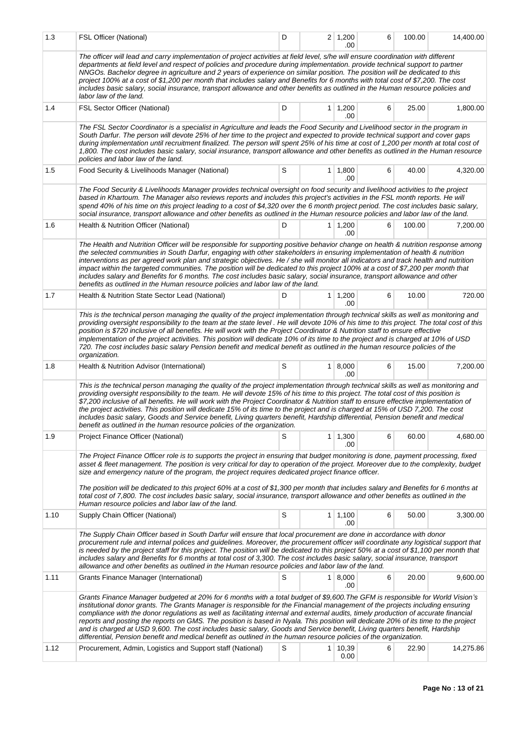| 1.3 | FSL Officer (National) | D | 2 | 1,200.00 | 6 | 100.00 | 14,400.00 |
|---|---|---|---|---|---|---|---|
| | *The officer will lead and carry implementation of project activities at field level, s/he will ensure coordination with different departments at field level and respect of policies and procedure during implementation. provide technical support to partner NNGOs. Bachelor degree in agriculture and 2 years of experience on similar position. The position will be dedicated to this project 100% at a cost of $1,200 per month that includes salary and Benefits for 6 months with total cost of $7,200. The cost includes basic salary, social insurance, transport allowance and other benefits as outlined in the Human resource policies and labor law of the land.* | | | | | | |
| 1.4 | FSL Sector Officer (National) | D | 1 | 1,200.00 | 6 | 25.00 | 1,800.00 |
| | *The FSL Sector Coordinator is a specialist in Agriculture and leads the Food Security and Livelihood sector in the program in South Darfur. The person will devote 25% of her time to the project and expected to provide technical support and cover gaps during implementation until recruitment finalized. The person will spent 25% of his time at cost of 1,200 per month at total cost of 1,800. The cost includes basic salary, social insurance, transport allowance and other benefits as outlined in the Human resource policies and labor law of the land.* | | | | | | |
| 1.5 | Food Security & Livelihoods Manager (National) | S | 1 | 1,800.00 | 6 | 40.00 | 4,320.00 |
| | *The Food Security & Livelihoods Manager provides technical oversight on food security and livelihood activities to the project based in Khartoum. The Manager also reviews reports and includes this project's activities in the FSL month reports. He will spend 40% of his time on this project leading to a cost of $4,320 over the 6 month project period. The cost includes basic salary, social insurance, transport allowance and other benefits as outlined in the Human resource policies and labor law of the land.* | | | | | | |
| 1.6 | Health & Nutrition Officer (National) | D | 1 | 1,200.00 | 6 | 100.00 | 7,200.00 |
| | *The Health and Nutrition Officer will be responsible for supporting positive behavior change on health & nutrition response among the selected communities in South Darfur, engaging with other stakeholders in ensuring implementation of health & nutrition interventions as per agreed work plan and strategic objectives. He / she will monitor all indicators and track health and nutrition impact within the targeted communities. The position will be dedicated to this project 100% at a cost of $7,200 per month that includes salary and Benefits for 6 months. The cost includes basic salary, social insurance, transport allowance and other benefits as outlined in the Human resource policies and labor law of the land.* | | | | | | |
| 1.7 | Health & Nutrition State Sector Lead (National) | D | 1 | 1,200.00 | 6 | 10.00 | 720.00 |
| | *This is the technical person managing the quality of the project implementation through technical skills as well as monitoring and providing oversight responsibility to the team at the state level . He will devote 10% of his time to this project. The total cost of this position is $720 inclusive of all benefits. He will work with the Project Coordinator & Nutrition staff to ensure effective implementation of the project activities. This position will dedicate 10% of its time to the project and is charged at 10% of USD 720. The cost includes basic salary Pension benefit and medical benefit as outlined in the human resource policies of the organization.* | | | | | | |
| 1.8 | Health & Nutrition Advisor (International) | S | 1 | 8,000.00 | 6 | 15.00 | 7,200.00 |
| | *This is the technical person managing the quality of the project implementation through technical skills as well as monitoring and providing oversight responsibility to the team. He will devote 15% of his time to this project. The total cost of this position is $7,200 inclusive of all benefits. He will work with the Project Coordinator & Nutrition staff to ensure effective implementation of the project activities. This position will dedicate 15% of its time to the project and is charged at 15% of USD 7,200. The cost includes basic salary, Goods and Service benefit, Living quarters benefit, Hardship differential, Pension benefit and medical benefit as outlined in the human resource policies of the organization.* | | | | | | |
| 1.9 | Project Finance Officer (National) | S | 1 | 1,300.00 | 6 | 60.00 | 4,680.00 |
| | *The Project Finance Officer role is to supports the project in ensuring that budget monitoring is done, payment processing, fixed asset & fleet management. The position is very critical for day to operation of the project. Moreover due to the complexity, budget size and emergency nature of the program, the project requires dedicated project finance officer.* <br><br> *The position will be dedicated to this project 60% at a cost of $1,300 per month that includes salary and Benefits for 6 months at total cost of 7,800. The cost includes basic salary, social insurance, transport allowance and other benefits as outlined in the Human resource policies and labor law of the land.* | | | | | | |
| 1.10 | Supply Chain Officer (National) | S | 1 | 1,100.00 | 6 | 50.00 | 3,300.00 |
| | *The Supply Chain Officer based in South Darfur will ensure that local procurement are done in accordance with donor procurement rule and internal polices and guidelines. Moreover, the procurement officer will coordinate any logistical support that is needed by the project staff for this project. The position will be dedicated to this project 50% at a cost of $1,100 per month that includes salary and Benefits for 6 months at total cost of 3,300. The cost includes basic salary, social insurance, transport allowance and other benefits as outlined in the Human resource policies and labor law of the land.* | | | | | | |
| 1.11 | Grants Finance Manager (International) | S | 1 | 8,000.00 | 6 | 20.00 | 9,600.00 |
| | *Grants Finance Manager budgeted at 20% for 6 months with a total budget of $9,600.The GFM is responsible for World Vision's institutional donor grants. The Grants Manager is responsible for the Financial management of the projects including ensuring compliance with the donor regulations as well as facilitating internal and external audits, timely production of accurate financial reports and posting the reports on GMS. The position is based in Nyala. This position will dedicate 20% of its time to the project and is charged at USD 9,600. The cost includes basic salary, Goods and Service benefit, Living quarters benefit, Hardship differential, Pension benefit and medical benefit as outlined in the human resource policies of the organization.* | | | | | | |
| 1.12 | Procurement, Admin, Logistics and Support staff (National) | S | 1 | 10,390.00 | 6 | 22.90 | 14,275.86 |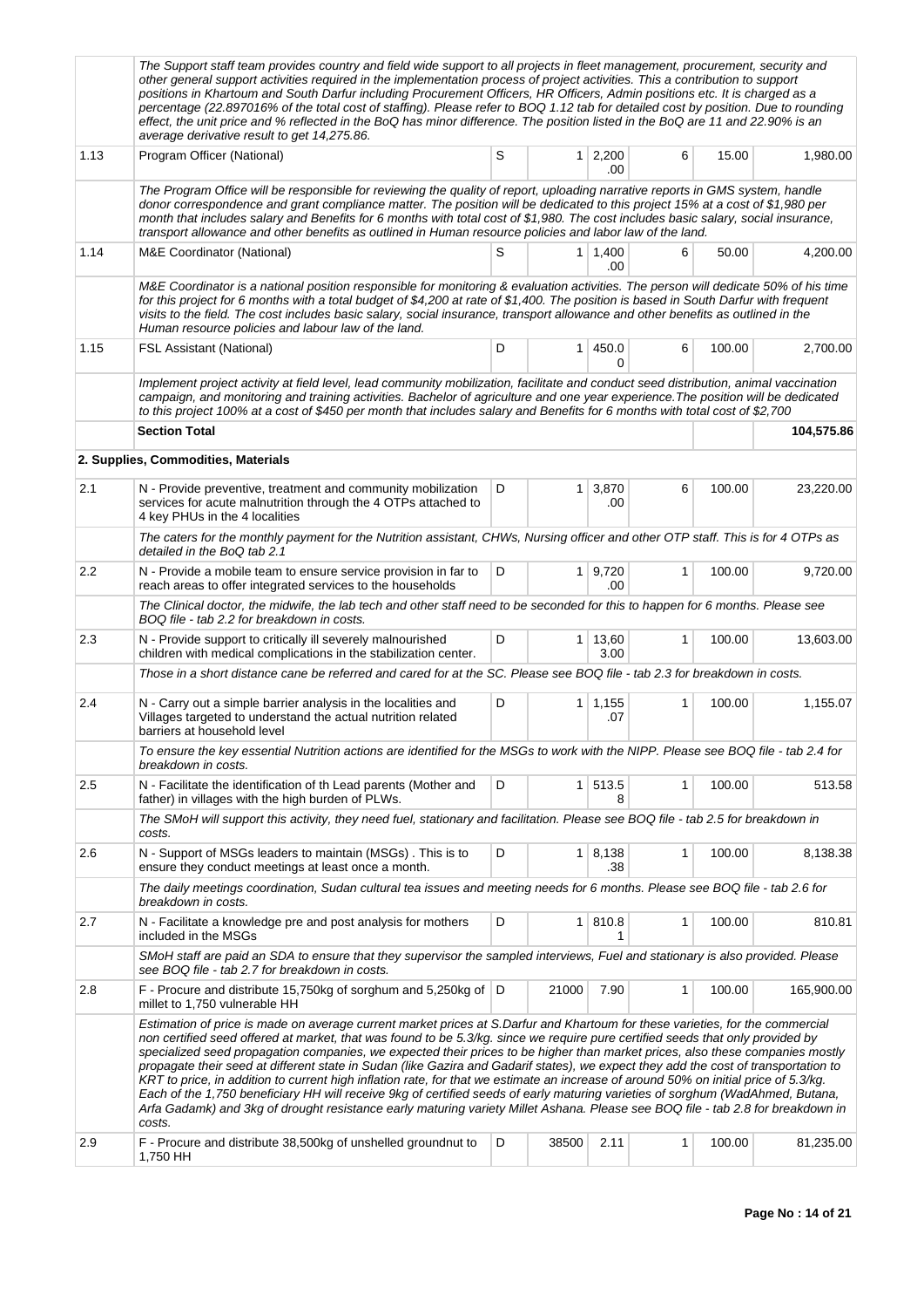| | | | | | | | |
|---|---|---|---|---|---|---|---|
| | *The Support staff team provides country and field wide support to all projects in fleet management, procurement, security and other general support activities required in the implementation process of project activities. This a contribution to support positions in Khartoum and South Darfur including Procurement Officers, HR Officers, Admin positions etc. It is charged as a percentage (22.897016% of the total cost of staffing). Please refer to BOQ 1.12 tab for detailed cost by position. Due to rounding effect, the unit price and % reflected in the BoQ has minor difference. The position listed in the BoQ are 11 and 22.90% is an average derivative result to get 14,275.86.* | | | | | | |
| 1.13 | Program Officer (National) | S | 1 | 2,200.00 | 6 | 15.00 | 1,980.00 |
| | *The Program Office will be responsible for reviewing the quality of report, uploading narrative reports in GMS system, handle donor correspondence and grant compliance matter. The position will be dedicated to this project 15% at a cost of $1,980 per month that includes salary and Benefits for 6 months with total cost of $1,980. The cost includes basic salary, social insurance, transport allowance and other benefits as outlined in Human resource policies and labor law of the land.* | | | | | | |
| 1.14 | M&E Coordinator (National) | S | 1 | 1,400.00 | 6 | 50.00 | 4,200.00 |
| | *M&E Coordinator is a national position responsible for monitoring & evaluation activities. The person will dedicate 50% of his time for this project for 6 months with a total budget of $4,200 at rate of $1,400. The position is based in South Darfur with frequent visits to the field. The cost includes basic salary, social insurance, transport allowance and other benefits as outlined in the Human resource policies and labour law of the land.* | | | | | | |
| 1.15 | FSL Assistant (National) | D | 1 | 450.00 | 6 | 100.00 | 2,700.00 |
| | *Implement project activity at field level, lead community mobilization, facilitate and conduct seed distribution, animal vaccination campaign, and monitoring and training activities. Bachelor of agriculture and one year experience.The position will be dedicated to this project 100% at a cost of $450 per month that includes salary and Benefits for 6 months with total cost of $2,700* | | | | | | |
| | **Section Total** | | | | | | **104,575.86** |
| | **2. Supplies, Commodities, Materials** | | | | | | |
| 2.1 | N - Provide preventive, treatment and community mobilization services for acute malnutrition through the 4 OTPs attached to 4 key PHUs in the 4 localities | D | 1 | 3,870.00 | 6 | 100.00 | 23,220.00 |
| | *The caters for the monthly payment for the Nutrition assistant, CHWs, Nursing officer and other OTP staff. This is for 4 OTPs as detailed in the BoQ tab 2.1* | | | | | | |
| 2.2 | N - Provide a mobile team to ensure service provision in far to reach areas to offer integrated services to the households | D | 1 | 9,720.00 | 1 | 100.00 | 9,720.00 |
| | *The Clinical doctor, the midwife, the lab tech and other staff need to be seconded for this to happen for 6 months. Please see BOQ file - tab 2.2 for breakdown in costs.* | | | | | | |
| 2.3 | N - Provide support to critically ill severely malnourished children with medical complications in the stabilization center. | D | 1 | 13,603.00 | 1 | 100.00 | 13,603.00 |
| | *Those in a short distance cane be referred and cared for at the SC. Please see BOQ file - tab 2.3 for breakdown in costs.* | | | | | | |
| 2.4 | N - Carry out a simple barrier analysis in the localities and Villages targeted to understand the actual nutrition related barriers at household level | D | 1 | 1,155.07 | 1 | 100.00 | 1,155.07 |
| | *To ensure the key essential Nutrition actions are identified for the MSGs to work with the NIPP. Please see BOQ file - tab 2.4 for breakdown in costs.* | | | | | | |
| 2.5 | N - Facilitate the identification of th Lead parents (Mother and father) in villages with the high burden of PLWs. | D | 1 | 513.58 | 1 | 100.00 | 513.58 |
| | *The SMoH will support this activity, they need fuel, stationary and facilitation. Please see BOQ file - tab 2.5 for breakdown in costs.* | | | | | | |
| 2.6 | N - Support of MSGs leaders to maintain (MSGs) . This is to ensure they conduct meetings at least once a month. | D | 1 | 8,138.38 | 1 | 100.00 | 8,138.38 |
| | *The daily meetings coordination, Sudan cultural tea issues and meeting needs for 6 months. Please see BOQ file - tab 2.6 for breakdown in costs.* | | | | | | |
| 2.7 | N - Facilitate a knowledge pre and post analysis for mothers included in the MSGs | D | 1 | 810.81 | 1 | 100.00 | 810.81 |
| | *SMoH staff are paid an SDA to ensure that they supervisor the sampled interviews, Fuel and stationary is also provided. Please see BOQ file - tab 2.7 for breakdown in costs.* | | | | | | |
| 2.8 | F - Procure and distribute 15,750kg of sorghum and 5,250kg of millet to 1,750 vulnerable HH | D | 21000 | 7.90 | 1 | 100.00 | 165,900.00 |
| | *Estimation of price is made on average current market prices at S.Darfur and Khartoum for these varieties, for the commercial non certified seed offered at market, that was found to be 5.3/kg. since we require pure certified seeds that only provided by specialized seed propagation companies, we expected their prices to be higher than market prices, also these companies mostly propagate their seed at different state in Sudan (like Gazira and Gadarif states), we expect they add the cost of transportation to KRT to price, in addition to current high inflation rate, for that we estimate an increase of around 50% on initial price of 5.3/kg. Each of the 1,750 beneficiary HH will receive 9kg of certified seeds of early maturing varieties of sorghum (WadAhmed, Butana, Arfa Gadamk) and 3kg of drought resistance early maturing variety Millet Ashana. Please see BOQ file - tab 2.8 for breakdown in costs.* | | | | | | |
| 2.9 | F - Procure and distribute 38,500kg of unshelled groundnut to 1,750 HH | D | 38500 | 2.11 | 1 | 100.00 | 81,235.00 |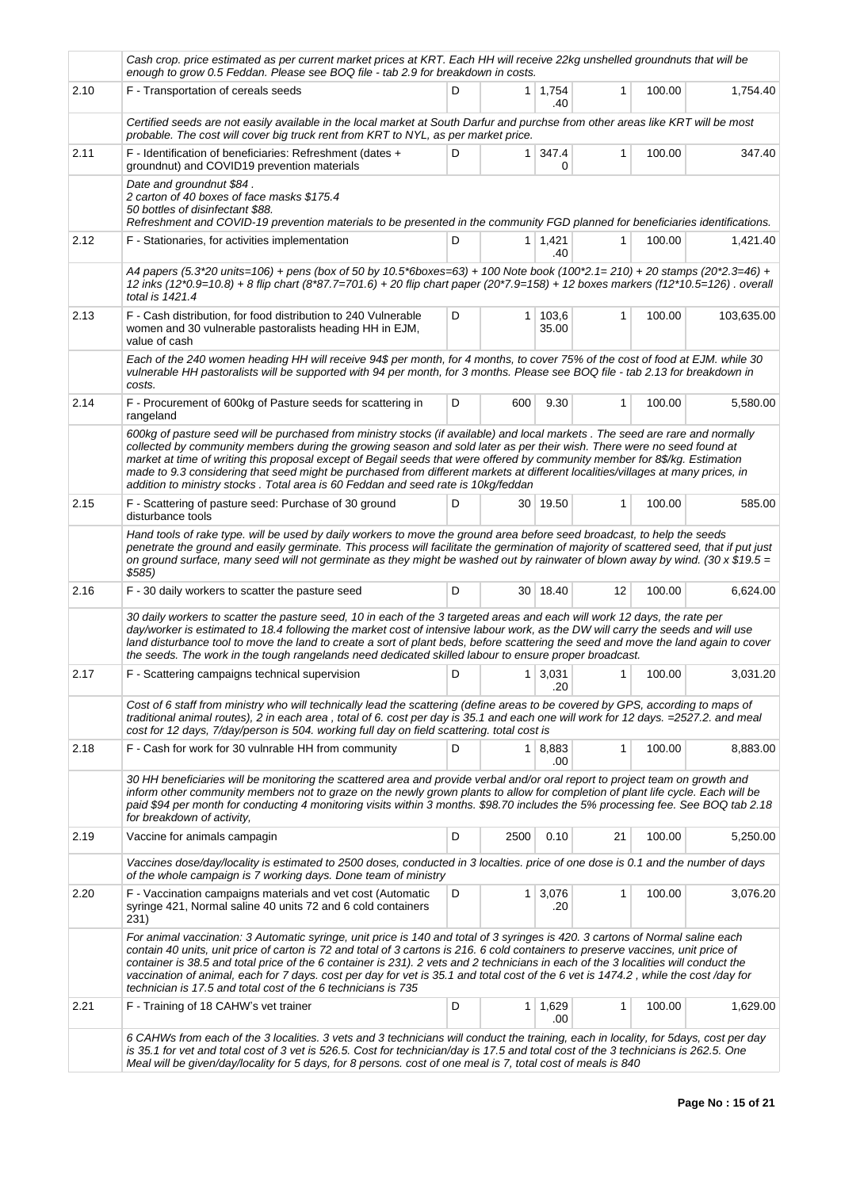| | | | | | | | |
|---|---|---|---|---|---|---|---|
| | Cash crop. price estimated as per current market prices at KRT. Each HH will receive 22kg unshelled groundnuts that will be enough to grow 0.5 Feddan. Please see BOQ file - tab 2.9 for breakdown in costs. | | | | | | |
| 2.10 | F - Transportation of cereals seeds | D | 1 | 1,754.40 | 1 | 100.00 | 1,754.40 |
| | Certified seeds are not easily available in the local market at South Darfur and purchse from other areas like KRT will be most probable. The cost will cover big truck rent from KRT to NYL, as per market price. | | | | | | |
| 2.11 | F - Identification of beneficiaries: Refreshment (dates + groundnut) and COVID19 prevention materials | D | 1 | 347.40 | 1 | 100.00 | 347.40 |
| | Date and groundnut $84 .<br>2 carton of 40 boxes of face masks $175.4<br>50 bottles of disinfectant $88.<br>Refreshment and COVID-19 prevention materials to be presented in the community FGD planned for beneficiaries identifications. | | | | | | |
| 2.12 | F - Stationaries, for activities implementation | D | 1 | 1,421.40 | 1 | 100.00 | 1,421.40 |
| | A4 papers (5.3*20 units=106) + pens (box of 50 by 10.5*6boxes=63) + 100 Note book (100*2.1= 210) + 20 stamps (20*2.3=46) + 12 inks (12*0.9=10.8) + 8 flip chart (8*87.7=701.6) + 20 flip chart paper (20*7.9=158) + 12 boxes markers (f12*10.5=126) . overall total is 1421.4 | | | | | | |
| 2.13 | F - Cash distribution, for food distribution to 240 Vulnerable women and 30 vulnerable pastoralists heading HH in EJM, value of cash | D | 1 | 103,635.00 | 1 | 100.00 | 103,635.00 |
| | Each of the 240 women heading HH will receive 94$ per month, for 4 months, to cover 75% of the cost of food at EJM. while 30 vulnerable HH pastoralists will be supported with 94 per month, for 3 months. Please see BOQ file - tab 2.13 for breakdown in costs. | | | | | | |
| 2.14 | F - Procurement of 600kg of Pasture seeds for scattering in rangeland | D | 600 | 9.30 | 1 | 100.00 | 5,580.00 |
| | 600kg of pasture seed will be purchased from ministry stocks (if available) and local markets . The seed are rare and normally collected by community members during the growing season and sold later as per their wish. There were no seed found at market at time of writing this proposal except of Begail seeds that were offered by community member for 8$/kg. Estimation made to 9.3 considering that seed might be purchased from different markets at different localities/villages at many prices, in addition to ministry stocks . Total area is 60 Feddan and seed rate is 10kg/feddan | | | | | | |
| 2.15 | F - Scattering of pasture seed: Purchase of 30 ground disturbance tools | D | 30 | 19.50 | 1 | 100.00 | 585.00 |
| | Hand tools of rake type. will be used by daily workers to move the ground area before seed broadcast, to help the seeds penetrate the ground and easily germinate. This process will facilitate the germination of majority of scattered seed, that if put just on ground surface, many seed will not germinate as they might be washed out by rainwater of blown away by wind. (30 x $19.5 = $585) | | | | | | |
| 2.16 | F - 30 daily workers to scatter the pasture seed | D | 30 | 18.40 | 12 | 100.00 | 6,624.00 |
| | 30 daily workers to scatter the pasture seed, 10 in each of the 3 targeted areas and each will work 12 days, the rate per day/worker is estimated to 18.4 following the market cost of intensive labour work, as the DW will carry the seeds and will use land disturbance tool to move the land to create a sort of plant beds, before scattering the seed and move the land again to cover the seeds. The work in the tough rangelands need dedicated skilled labour to ensure proper broadcast. | | | | | | |
| 2.17 | F - Scattering campaigns technical supervision | D | 1 | 3,031.20 | 1 | 100.00 | 3,031.20 |
| | Cost of 6 staff from ministry who will technically lead the scattering (define areas to be covered by GPS, according to maps of traditional animal routes), 2 in each area , total of 6. cost per day is 35.1 and each one will work for 12 days. =2527.2. and meal cost for 12 days, 7/day/person is 504. working full day on field scattering. total cost is | | | | | | |
| 2.18 | F - Cash for work for 30 vulnrable HH from community | D | 1 | 8,883.00 | 1 | 100.00 | 8,883.00 |
| | 30 HH beneficiaries will be monitoring the scattered area and provide verbal and/or oral report to project team on growth and inform other community members not to graze on the newly grown plants to allow for completion of plant life cycle. Each will be paid $94 per month for conducting 4 monitoring visits within 3 months. $98.70 includes the 5% processing fee. See BOQ tab 2.18 for breakdown of activity, | | | | | | |
| 2.19 | Vaccine for animals campagin | D | 2500 | 0.10 | 21 | 100.00 | 5,250.00 |
| | Vaccines dose/day/locality is estimated to 2500 doses, conducted in 3 localties. price of one dose is 0.1 and the number of days of the whole campaign is 7 working days. Done team of ministry | | | | | | |
| 2.20 | F - Vaccination campaigns materials and vet cost (Automatic syringe 421, Normal saline 40 units 72 and 6 cold containers 231) | D | 1 | 3,076.20 | 1 | 100.00 | 3,076.20 |
| | For animal vaccination: 3 Automatic syringe, unit price is 140 and total of 3 syringes is 420. 3 cartons of Normal saline each contain 40 units, unit price of carton is 72 and total of 3 cartons is 216. 6 cold containers to preserve vaccines, unit price of container is 38.5 and total price of the 6 container is 231). 2 vets and 2 technicians in each of the 3 localities will conduct the vaccination of animal, each for 7 days. cost per day for vet is 35.1 and total cost of the 6 vet is 1474.2 , while the cost /day for technician is 17.5 and total cost of the 6 technicians is 735 | | | | | | |
| 2.21 | F - Training of 18 CAHW's vet trainer | D | 1 | 1,629.00 | 1 | 100.00 | 1,629.00 |
| | 6 CAHWs from each of the 3 localities. 3 vets and 3 technicians will conduct the training, each in locality, for 5days, cost per day is 35.1 for vet and total cost of 3 vet is 526.5. Cost for technician/day is 17.5 and total cost of the 3 technicians is 262.5. One Meal will be given/day/locality for 5 days, for 8 persons. cost of one meal is 7, total cost of meals is 840 | | | | | | |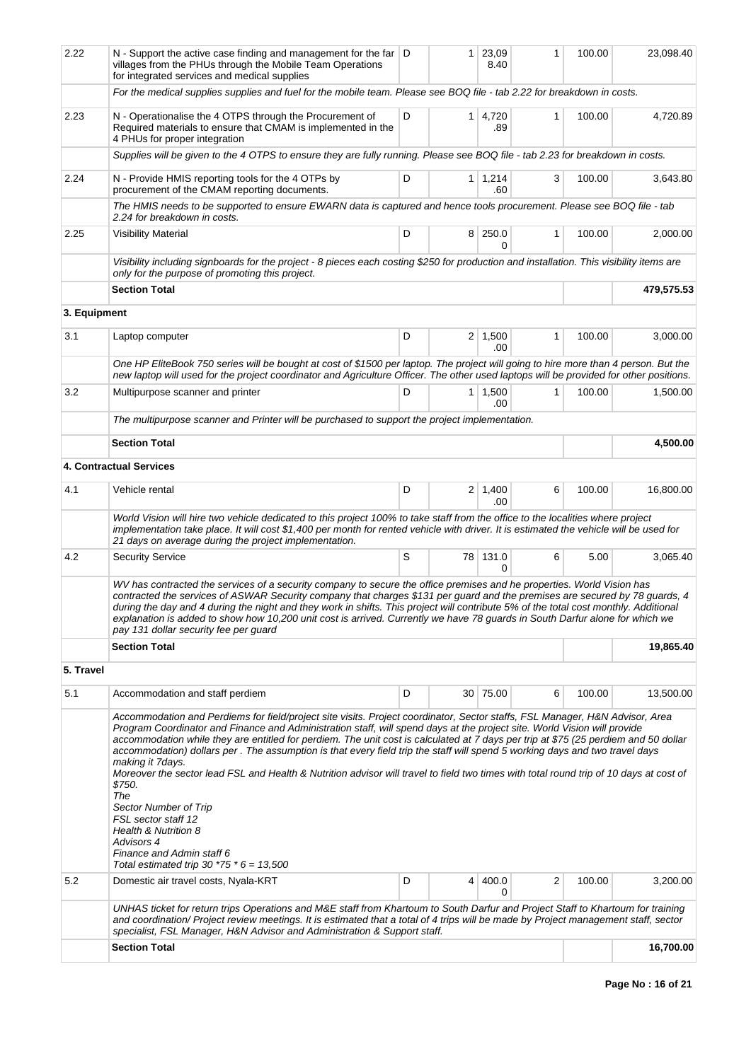| | | | | | | | |
|---|---|---|---|---|---|---|---|
| 2.22 | N - Support the active case finding and management for the far villages from the PHUs through the Mobile Team Operations for integrated services and medical supplies | D | 1 | 23,098.40 | 1 | 100.00 | 23,098.40 |
| | *For the medical supplies supplies and fuel for the mobile team. Please see BOQ file - tab 2.22 for breakdown in costs.* | | | | | | |
| 2.23 | N - Operationalise the 4 OTPS through the Procurement of Required materials to ensure that CMAM is implemented in the 4 PHUs for proper integration | D | 1 | 4,720.89 | 1 | 100.00 | 4,720.89 |
| | *Supplies will be given to the 4 OTPS to ensure they are fully running. Please see BOQ file - tab 2.23 for breakdown in costs.* | | | | | | |
| 2.24 | N - Provide HMIS reporting tools for the 4 OTPs by procurement of the CMAM reporting documents. | D | 1 | 1,214.60 | 3 | 100.00 | 3,643.80 |
| | *The HMIS needs to be supported to ensure EWARN data is captured and hence tools procurement. Please see BOQ file - tab 2.24 for breakdown in costs.* | | | | | | |
| 2.25 | Visibility Material | D | 8 | 250.00 | 1 | 100.00 | 2,000.00 |
| | *Visibility including signboards for the project - 8 pieces each costing $250 for production and installation. This visibility items are only for the purpose of promoting this project.* | | | | | | |
| | **Section Total** | | | | | | **479,575.53** |
| **3. Equipment** | | | | | | | |
| 3.1 | Laptop computer | D | 2 | 1,500.00 | 1 | 100.00 | 3,000.00 |
| | *One HP EliteBook 750 series will be bought at cost of $1500 per laptop. The project will going to hire more than 4 person. But the new laptop will used for the project coordinator and Agriculture Officer. The other used laptops will be provided for other positions.* | | | | | | |
| 3.2 | Multipurpose scanner and printer | D | 1 | 1,500.00 | 1 | 100.00 | 1,500.00 |
| | *The multipurpose scanner and Printer will be purchased to support the project implementation.* | | | | | | |
| | **Section Total** | | | | | | **4,500.00** |
| **4. Contractual Services** | | | | | | | |
| 4.1 | Vehicle rental | D | 2 | 1,400.00 | 6 | 100.00 | 16,800.00 |
| | *World Vision will hire two vehicle dedicated to this project 100% to take staff from the office to the localities where project implementation take place. It will cost $1,400 per month for rented vehicle with driver. It is estimated the vehicle will be used for 21 days on average during the project implementation.* | | | | | | |
| 4.2 | Security Service | S | 78 | 131.00 | 6 | 5.00 | 3,065.40 |
| | *WV has contracted the services of a security company to secure the office premises and he properties. World Vision has contracted the services of ASWAR Security company that charges $131 per guard and the premises are secured by 78 guards, 4 during the day and 4 during the night and they work in shifts. This project will contribute 5% of the total cost monthly. Additional explanation is added to show how 10,200 unit cost is arrived. Currently we have 78 guards in South Darfur alone for which we pay 131 dollar security fee per guard* | | | | | | |
| | **Section Total** | | | | | | **19,865.40** |
| **5. Travel** | | | | | | | |
| 5.1 | Accommodation and staff perdiem | D | 30 | 75.00 | 6 | 100.00 | 13,500.00 |
| | *Accommodation and Perdiems for field/project site visits. Project coordinator, Sector staffs, FSL Manager, H&N Advisor, Area Program Coordinator and Finance and Administration staff, will spend days at the project site. World Vision will provide accommodation while they are entitled for perdiem. The unit cost is calculated at 7 days per trip at $75 (25 perdiem and 50 dollar accommodation) dollars per . The assumption is that every field trip the staff will spend 5 working days and two travel days making it 7days.*<br>*Moreover the sector lead FSL and Health & Nutrition advisor will travel to field two times with total round trip of 10 days at cost of $750.*<br>*The*<br>*Sector Number of Trip*<br>*FSL sector staff 12*<br>*Health & Nutrition 8*<br>*Advisors 4*<br>*Finance and Admin staff 6*<br>*Total estimated trip 30 *75 * 6 = 13,500* | | | | | | |
| 5.2 | Domestic air travel costs, Nyala-KRT | D | 4 | 400.00 | 2 | 100.00 | 3,200.00 |
| | *UNHAS ticket for return trips Operations and M&E staff from Khartoum to South Darfur and Project Staff to Khartoum for training and coordination/ Project review meetings. It is estimated that a total of 4 trips will be made by Project management staff, sector specialist, FSL Manager, H&N Advisor and Administration & Support staff.* | | | | | | |
| | **Section Total** | | | | | | **16,700.00** |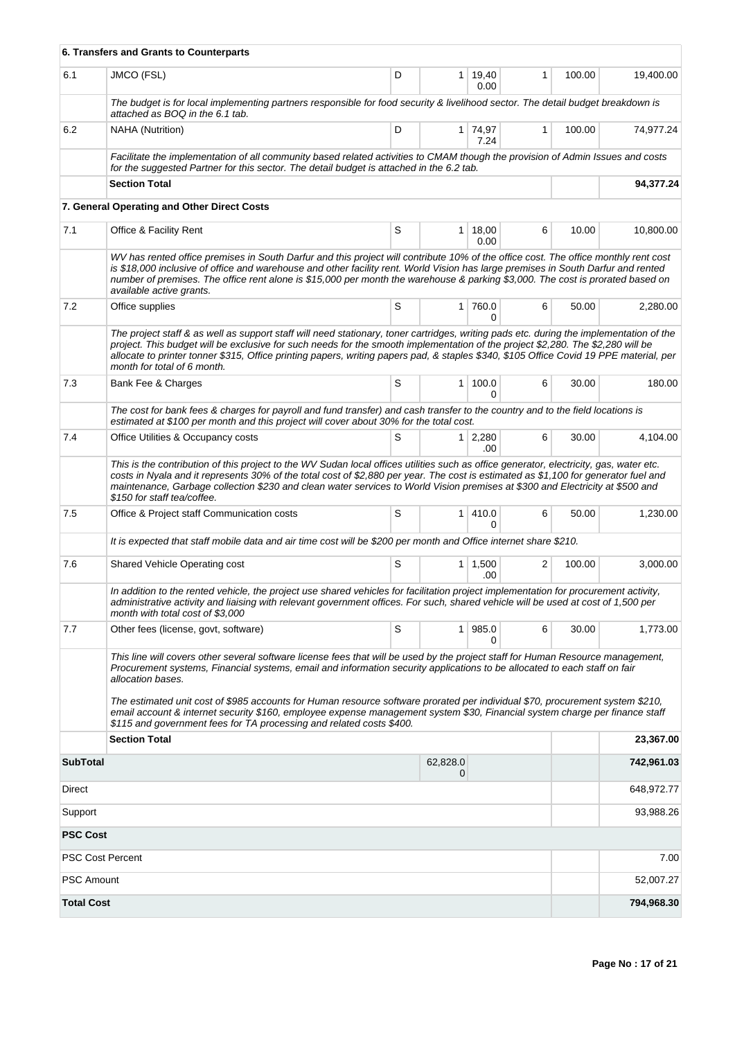| | 6. Transfers and Grants to Counterparts | | | | | | |
|---|---|---|---|---|---|---|---|
| 6.1 | JMCO (FSL) | D | 1 | 19,400.00 | 1 | 100.00 | 19,400.00 |
| | *The budget is for local implementing partners responsible for food security & livelihood sector. The detail budget breakdown is attached as BOQ in the 6.1 tab.* | | | | | | |
| 6.2 | NAHA (Nutrition) | D | 1 | 74,977.24 | 1 | 100.00 | 74,977.24 |
| | *Facilitate the implementation of all community based related activities to CMAM though the provision of Admin Issues and costs for the suggested Partner for this sector. The detail budget is attached in the 6.2 tab.* | | | | | | |
| | **Section Total** | | | | | | **94,377.24** |
| | **7. General Operating and Other Direct Costs** | | | | | | |
| 7.1 | Office & Facility Rent | S | 1 | 18,000.00 | 6 | 10.00 | 10,800.00 |
| | *WV has rented office premises in South Darfur and this project will contribute 10% of the office cost. The office monthly rent cost is $18,000 inclusive of office and warehouse and other facility rent. World Vision has large premises in South Darfur and rented number of premises. The office rent alone is $15,000 per month the warehouse & parking $3,000. The cost is prorated based on available active grants.* | | | | | | |
| 7.2 | Office supplies | S | 1 | 760.00 | 6 | 50.00 | 2,280.00 |
| | *The project staff & as well as support staff will need stationary, toner cartridges, writing pads etc. during the implementation of the project. This budget will be exclusive for such needs for the smooth implementation of the project $2,280. The $2,280 will be allocate to printer tonner $315, Office printing papers, writing papers pad, & staples $340, $105 Office Covid 19 PPE material, per month for total of 6 month.* | | | | | | |
| 7.3 | Bank Fee & Charges | S | 1 | 100.00 | 6 | 30.00 | 180.00 |
| | *The cost for bank fees & charges for payroll and fund transfer) and cash transfer to the country and to the field locations is estimated at $100 per month and this project will cover about 30% for the total cost.* | | | | | | |
| 7.4 | Office Utilities & Occupancy costs | S | 1 | 2,280.00 | 6 | 30.00 | 4,104.00 |
| | *This is the contribution of this project to the WV Sudan local offices utilities such as office generator, electricity, gas, water etc. costs in Nyala and it represents 30% of the total cost of $2,880 per year. The cost is estimated as $1,100 for generator fuel and maintenance, Garbage collection $230 and clean water services to World Vision premises at $300 and Electricity at $500 and $150 for staff tea/coffee.* | | | | | | |
| 7.5 | Office & Project staff Communication costs | S | 1 | 410.00 | 6 | 50.00 | 1,230.00 |
| | *It is expected that staff mobile data and air time cost will be $200 per month and Office internet share $210.* | | | | | | |
| 7.6 | Shared Vehicle Operating cost | S | 1 | 1,500.00 | 2 | 100.00 | 3,000.00 |
| | *In addition to the rented vehicle, the project use shared vehicles for facilitation project implementation for procurement activity, administrative activity and liaising with relevant government offices. For such, shared vehicle will be used at cost of 1,500 per month with total cost of $3,000* | | | | | | |
| 7.7 | Other fees (license, govt, software) | S | 1 | 985.00 | 6 | 30.00 | 1,773.00 |
| | *This line will covers other several software license fees that will be used by the project staff for Human Resource management, Procurement systems, Financial systems, email and information security applications to be allocated to each staff on fair allocation bases. The estimated unit cost of $985 accounts for Human resource software prorated per individual $70, procurement system $210, email account & internet security $160, employee expense management system $30, Financial system charge per finance staff $115 and government fees for TA processing and related costs $400.* | | | | | | |
| | **Section Total** | | | | | | **23,367.00** |
| **SubTotal** | | | 62,828.00 | | | | **742,961.03** |
| Direct | | | | | | | 648,972.77 |
| Support | | | | | | | 93,988.26 |
| **PSC Cost** | | | | | | | |
| PSC Cost Percent | | | | | | | 7.00 |
| PSC Amount | | | | | | | 52,007.27 |
| **Total Cost** | | | | | | | **794,968.30** |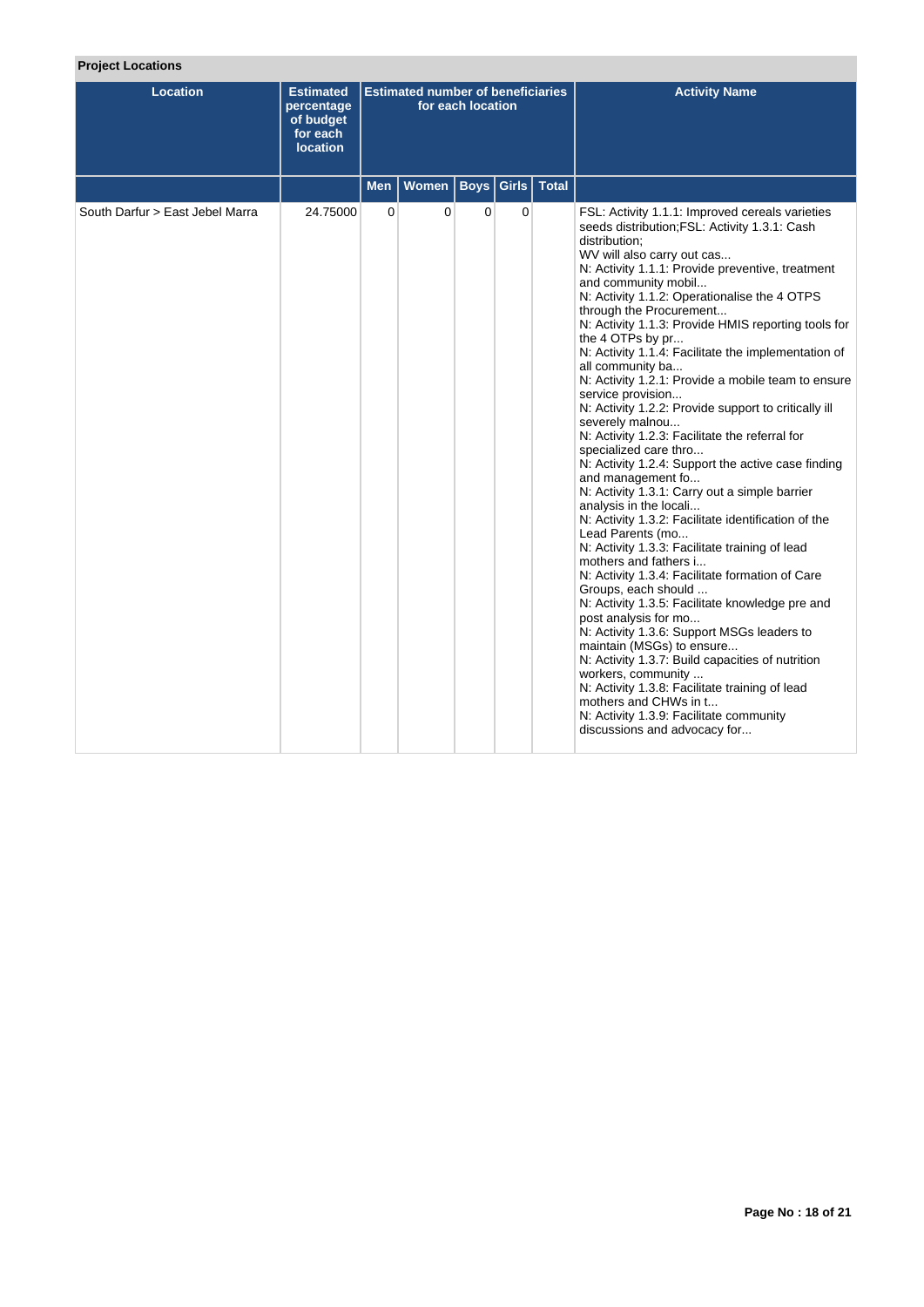**Project Locations**

| Location | Estimated percentage of budget for each location | Estimated number of beneficiaries for each location | | | | | Activity Name |
|---|---|---|---|---|---|---|---|
| | | Men | Women | Boys | Girls | Total | |
| South Darfur > East Jebel Marra | 24.75000 | 0 | 0 | 0 | 0 | | FSL: Activity 1.1.1: Improved cereals varieties seeds distribution;FSL: Activity 1.3.1: Cash distribution;<br>WV will also carry out cas...<br>N: Activity 1.1.1: Provide preventive, treatment and community mobil...<br>N: Activity 1.1.2: Operationalise the 4 OTPS through the Procurement...<br>N: Activity 1.1.3: Provide HMIS reporting tools for the 4 OTPs by pr...<br>N: Activity 1.1.4: Facilitate the implementation of all community ba...<br>N: Activity 1.2.1: Provide a mobile team to ensure service provision...<br>N: Activity 1.2.2: Provide support to critically ill severely malnou...<br>N: Activity 1.2.3: Facilitate the referral for specialized care thro...<br>N: Activity 1.2.4: Support the active case finding and management fo...<br>N: Activity 1.3.1: Carry out a simple barrier analysis in the locali...<br>N: Activity 1.3.2: Facilitate identification of the Lead Parents (mo...<br>N: Activity 1.3.3: Facilitate training of lead mothers and fathers i...<br>N: Activity 1.3.4: Facilitate formation of Care Groups, each should ...<br>N: Activity 1.3.5: Facilitate knowledge pre and post analysis for mo...<br>N: Activity 1.3.6: Support MSGs leaders to maintain (MSGs) to ensure...<br>N: Activity 1.3.7: Build capacities of nutrition workers, community ...<br>N: Activity 1.3.8: Facilitate training of lead mothers and CHWs in t...<br>N: Activity 1.3.9: Facilitate community discussions and advocacy for... |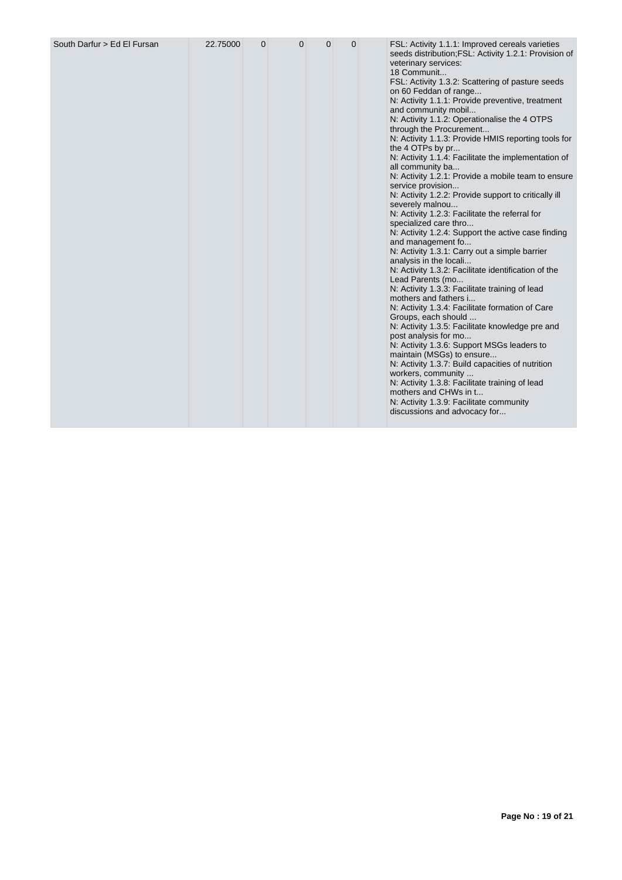| South Darfur > Ed El Fursan | 22.75000 | 0 | 0 | 0 | 0 | | FSL: Activity 1.1.1: Improved cereals varieties seeds distribution;FSL: Activity 1.2.1: Provision of veterinary services:<br>18 Communit...<br>FSL: Activity 1.3.2: Scattering of pasture seeds on 60 Feddan of range...<br>N: Activity 1.1.1: Provide preventive, treatment and community mobil...<br>N: Activity 1.1.2: Operationalise the 4 OTPS through the Procurement...<br>N: Activity 1.1.3: Provide HMIS reporting tools for the 4 OTPs by pr...<br>N: Activity 1.1.4: Facilitate the implementation of all community ba...<br>N: Activity 1.2.1: Provide a mobile team to ensure service provision...<br>N: Activity 1.2.2: Provide support to critically ill severely malnou...<br>N: Activity 1.2.3: Facilitate the referral for specialized care thro...<br>N: Activity 1.2.4: Support the active case finding and management fo...<br>N: Activity 1.3.1: Carry out a simple barrier analysis in the locali...<br>N: Activity 1.3.2: Facilitate identification of the Lead Parents (mo...<br>N: Activity 1.3.3: Facilitate training of lead mothers and fathers i...<br>N: Activity 1.3.4: Facilitate formation of Care Groups, each should ...<br>N: Activity 1.3.5: Facilitate knowledge pre and post analysis for mo...<br>N: Activity 1.3.6: Support MSGs leaders to maintain (MSGs) to ensure...<br>N: Activity 1.3.7: Build capacities of nutrition workers, community ...<br>N: Activity 1.3.8: Facilitate training of lead mothers and CHWs in t...<br>N: Activity 1.3.9: Facilitate community discussions and advocacy for... |
|---|---|---|---|---|---|---|---|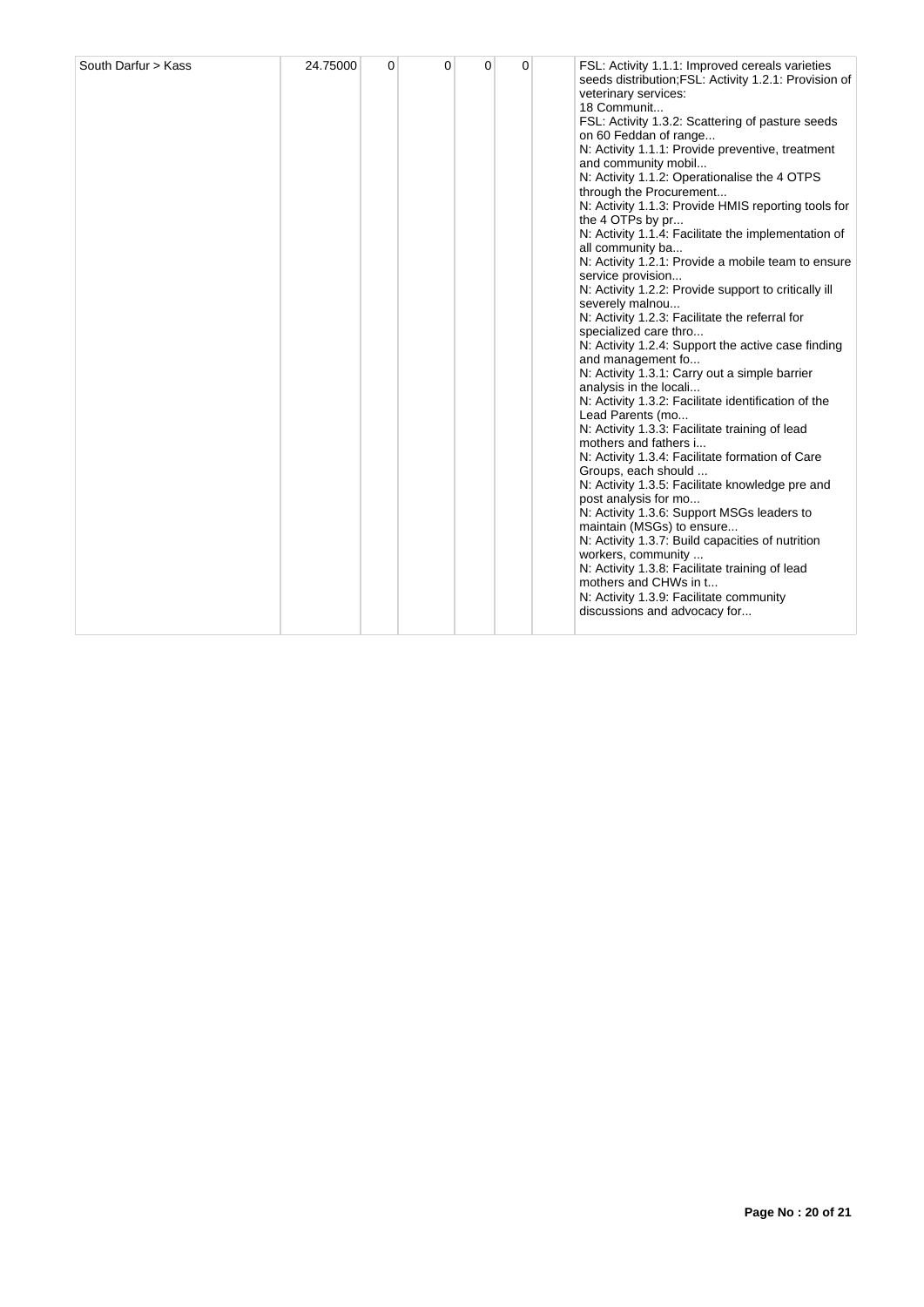| South Darfur > Kass | 24.75000 | 0 | 0 | 0 | 0 | | FSL: Activity 1.1.1: Improved cereals varieties seeds distribution;FSL: Activity 1.2.1: Provision of veterinary services:<br>18 Communit...<br>FSL: Activity 1.3.2: Scattering of pasture seeds on 60 Feddan of range...<br>N: Activity 1.1.1: Provide preventive, treatment and community mobil...<br>N: Activity 1.1.2: Operationalise the 4 OTPS through the Procurement...<br>N: Activity 1.1.3: Provide HMIS reporting tools for the 4 OTPs by pr...<br>N: Activity 1.1.4: Facilitate the implementation of all community ba...<br>N: Activity 1.2.1: Provide a mobile team to ensure service provision...<br>N: Activity 1.2.2: Provide support to critically ill severely malnou...<br>N: Activity 1.2.3: Facilitate the referral for specialized care thro...<br>N: Activity 1.2.4: Support the active case finding and management fo...<br>N: Activity 1.3.1: Carry out a simple barrier analysis in the locali...<br>N: Activity 1.3.2: Facilitate identification of the Lead Parents (mo...<br>N: Activity 1.3.3: Facilitate training of lead mothers and fathers i...<br>N: Activity 1.3.4: Facilitate formation of Care Groups, each should ...<br>N: Activity 1.3.5: Facilitate knowledge pre and post analysis for mo...<br>N: Activity 1.3.6: Support MSGs leaders to maintain (MSGs) to ensure...<br>N: Activity 1.3.7: Build capacities of nutrition workers, community ...<br>N: Activity 1.3.8: Facilitate training of lead mothers and CHWs in t...<br>N: Activity 1.3.9: Facilitate community discussions and advocacy for... |
|---|---|---|---|---|---|---|---|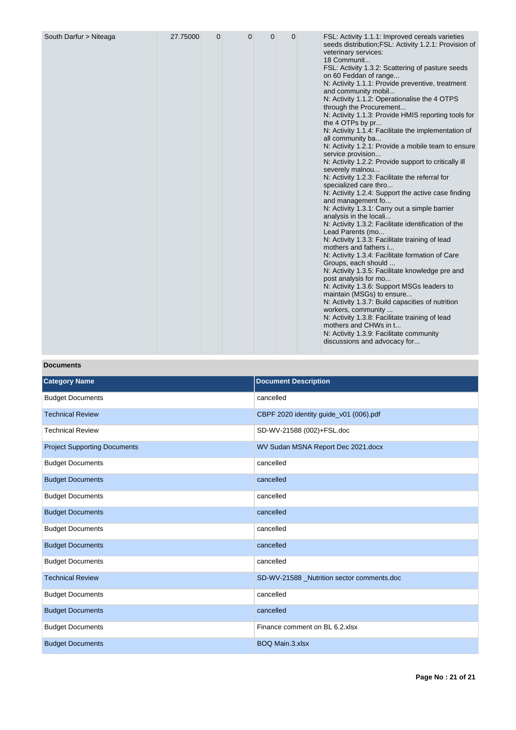| | | | | | | | |
|---|---|---|---|---|---|---|---|
| South Darfur > Niteaga | 27.75000 | 0 | 0 | 0 | 0 | | FSL: Activity 1.1.1: Improved cereals varieties seeds distribution;FSL: Activity 1.2.1: Provision of veterinary services:<br>18 Communit...<br>FSL: Activity 1.3.2: Scattering of pasture seeds on 60 Feddan of range...<br>N: Activity 1.1.1: Provide preventive, treatment and community mobil...<br>N: Activity 1.1.2: Operationalise the 4 OTPS through the Procurement...<br>N: Activity 1.1.3: Provide HMIS reporting tools for the 4 OTPs by pr...<br>N: Activity 1.1.4: Facilitate the implementation of all community ba...<br>N: Activity 1.2.1: Provide a mobile team to ensure service provision...<br>N: Activity 1.2.2: Provide support to critically ill severely malnou...<br>N: Activity 1.2.3: Facilitate the referral for specialized care thro...<br>N: Activity 1.2.4: Support the active case finding and management fo...<br>N: Activity 1.3.1: Carry out a simple barrier analysis in the locali...<br>N: Activity 1.3.2: Facilitate identification of the Lead Parents (mo...<br>N: Activity 1.3.3: Facilitate training of lead mothers and fathers i...<br>N: Activity 1.3.4: Facilitate formation of Care Groups, each should ...<br>N: Activity 1.3.5: Facilitate knowledge pre and post analysis for mo...<br>N: Activity 1.3.6: Support MSGs leaders to maintain (MSGs) to ensure...<br>N: Activity 1.3.7: Build capacities of nutrition workers, community ...<br>N: Activity 1.3.8: Facilitate training of lead mothers and CHWs in t...<br>N: Activity 1.3.9: Facilitate community discussions and advocacy for... |

**Documents**

| Category Name | Document Description |
|---|---|
| Budget Documents | cancelled |
| Technical Review | CBPF 2020 identity guide_v01 (006).pdf |
| Technical Review | SD-WV-21588 (002)+FSL.doc |
| Project Supporting Documents | WV Sudan MSNA Report Dec 2021.docx |
| Budget Documents | cancelled |
| Budget Documents | cancelled |
| Budget Documents | cancelled |
| Budget Documents | cancelled |
| Budget Documents | cancelled |
| Budget Documents | cancelled |
| Budget Documents | cancelled |
| Technical Review | SD-WV-21588 _Nutrition sector comments.doc |
| Budget Documents | cancelled |
| Budget Documents | cancelled |
| Budget Documents | Finance comment on BL 6.2.xlsx |
| Budget Documents | BOQ Main.3.xlsx |